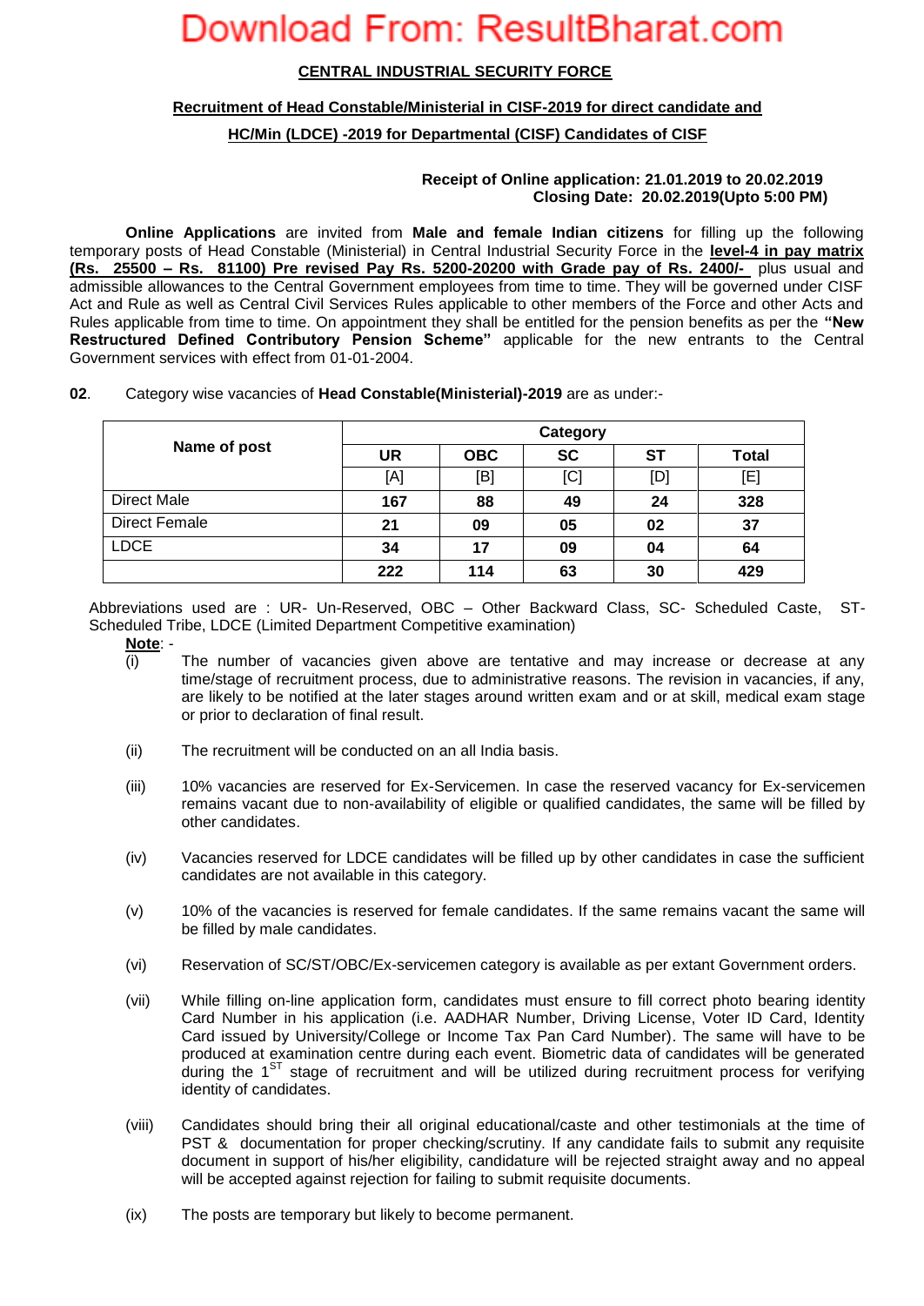**CENTRAL INDUSTRIAL SECURITY FORCE**

**Recruitment of Head Constable/Ministerial in CISF-2019 for direct candidate and HC/Min (LDCE) -2019 for Departmental (CISF) Candidates of CISF**

**Receipt of Online application: 21.01.2019 to 20.02.2019**
**Closing Date: 20.02.2019(Upto 5:00 PM)**

**Online Applications** are invited from **Male and female Indian citizens** for filling up the following temporary posts of Head Constable (Ministerial) in Central Industrial Security Force in the **level-4 in pay matrix (Rs. 25500 – Rs. 81100) Pre revised Pay Rs. 5200-20200 with Grade pay of Rs. 2400/-** plus usual and admissible allowances to the Central Government employees from time to time. They will be governed under CISF Act and Rule as well as Central Civil Services Rules applicable to other members of the Force and other Acts and Rules applicable from time to time. On appointment they shall be entitled for the pension benefits as per the **"New Restructured Defined Contributory Pension Scheme"** applicable for the new entrants to the Central Government services with effect from 01-01-2004.

**02**. Category wise vacancies of **Head Constable(Ministerial)-2019** are as under:-

| Name of post | Category | | | | |
|---|---|---|---|---|---|
| | UR | OBC | SC | ST | Total |
| | [A] | [B] | [C] | [D] | [E] |
| Direct Male | 167 | 88 | 49 | 24 | 328 |
| Direct Female | 21 | 09 | 05 | 02 | 37 |
| LDCE | 34 | 17 | 09 | 04 | 64 |
| | 222 | 114 | 63 | 30 | 429 |

Abbreviations used are : UR- Un-Reserved, OBC – Other Backward Class, SC- Scheduled Caste, ST- Scheduled Tribe, LDCE (Limited Department Competitive examination)

**Note**: -

(i) The number of vacancies given above are tentative and may increase or decrease at any time/stage of recruitment process, due to administrative reasons. The revision in vacancies, if any, are likely to be notified at the later stages around written exam and or at skill, medical exam stage or prior to declaration of final result.

(ii) The recruitment will be conducted on an all India basis.

(iii) 10% vacancies are reserved for Ex-Servicemen. In case the reserved vacancy for Ex-servicemen remains vacant due to non-availability of eligible or qualified candidates, the same will be filled by other candidates.

(iv) Vacancies reserved for LDCE candidates will be filled up by other candidates in case the sufficient candidates are not available in this category.

(v) 10% of the vacancies is reserved for female candidates. If the same remains vacant the same will be filled by male candidates.

(vi) Reservation of SC/ST/OBC/Ex-servicemen category is available as per extant Government orders.

(vii) While filling on-line application form, candidates must ensure to fill correct photo bearing identity Card Number in his application (i.e. AADHAR Number, Driving License, Voter ID Card, Identity Card issued by University/College or Income Tax Pan Card Number). The same will have to be produced at examination centre during each event. Biometric data of candidates will be generated during the 1ST stage of recruitment and will be utilized during recruitment process for verifying identity of candidates.

(viii) Candidates should bring their all original educational/caste and other testimonials at the time of PST & documentation for proper checking/scrutiny. If any candidate fails to submit any requisite document in support of his/her eligibility, candidature will be rejected straight away and no appeal will be accepted against rejection for failing to submit requisite documents.

(ix) The posts are temporary but likely to become permanent.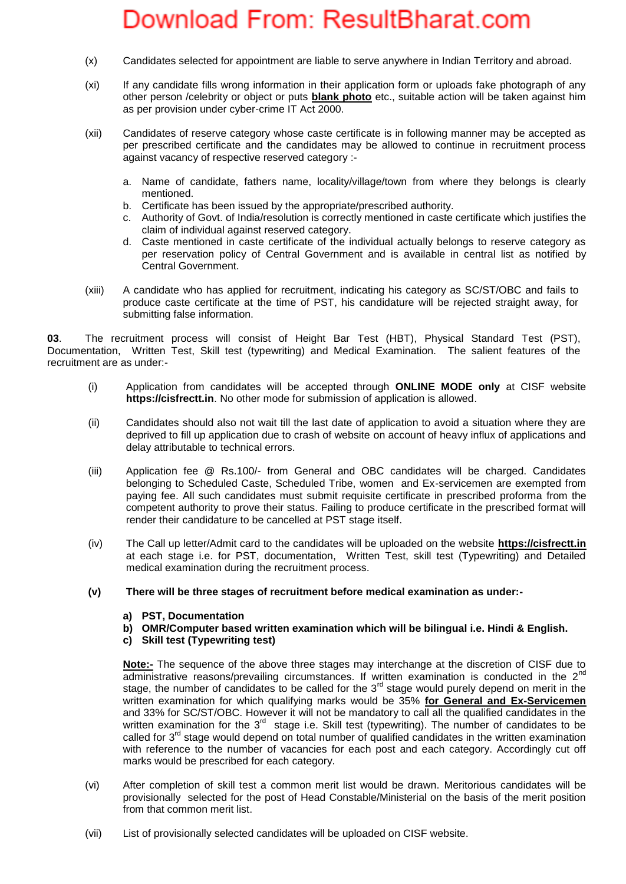(x) Candidates selected for appointment are liable to serve anywhere in Indian Territory and abroad.

(xi) If any candidate fills wrong information in their application form or uploads fake photograph of any other person /celebrity or object or puts **blank photo** etc., suitable action will be taken against him as per provision under cyber-crime IT Act 2000.

(xii) Candidates of reserve category whose caste certificate is in following manner may be accepted as per prescribed certificate and the candidates may be allowed to continue in recruitment process against vacancy of respective reserved category :-

a. Name of candidate, fathers name, locality/village/town from where they belongs is clearly mentioned.
b. Certificate has been issued by the appropriate/prescribed authority.
c. Authority of Govt. of India/resolution is correctly mentioned in caste certificate which justifies the claim of individual against reserved category.
d. Caste mentioned in caste certificate of the individual actually belongs to reserve category as per reservation policy of Central Government and is available in central list as notified by Central Government.

(xiii) A candidate who has applied for recruitment, indicating his category as SC/ST/OBC and fails to produce caste certificate at the time of PST, his candidature will be rejected straight away, for submitting false information.

**03**. The recruitment process will consist of Height Bar Test (HBT), Physical Standard Test (PST), Documentation, Written Test, Skill test (typewriting) and Medical Examination. The salient features of the recruitment are as under:-

(i) Application from candidates will be accepted through **ONLINE MODE only** at CISF website **https://cisfrectt.in**. No other mode for submission of application is allowed.

(ii) Candidates should also not wait till the last date of application to avoid a situation where they are deprived to fill up application due to crash of website on account of heavy influx of applications and delay attributable to technical errors.

(iii) Application fee @ Rs.100/- from General and OBC candidates will be charged. Candidates belonging to Scheduled Caste, Scheduled Tribe, women and Ex-servicemen are exempted from paying fee. All such candidates must submit requisite certificate in prescribed proforma from the competent authority to prove their status. Failing to produce certificate in the prescribed format will render their candidature to be cancelled at PST stage itself.

(iv) The Call up letter/Admit card to the candidates will be uploaded on the website **https://cisfrectt.in** at each stage i.e. for PST, documentation, Written Test, skill test (Typewriting) and Detailed medical examination during the recruitment process.

**(v) There will be three stages of recruitment before medical examination as under:-**

**a) PST, Documentation**
**b) OMR/Computer based written examination which will be bilingual i.e. Hindi & English.**
**c) Skill test (Typewriting test)**

**Note:-** The sequence of the above three stages may interchange at the discretion of CISF due to administrative reasons/prevailing circumstances. If written examination is conducted in the 2nd stage, the number of candidates to be called for the 3rd stage would purely depend on merit in the written examination for which qualifying marks would be 35% **for General and Ex-Servicemen** and 33% for SC/ST/OBC. However it will not be mandatory to call all the qualified candidates in the written examination for the 3rd stage i.e. Skill test (typewriting). The number of candidates to be called for 3rd stage would depend on total number of qualified candidates in the written examination with reference to the number of vacancies for each post and each category. Accordingly cut off marks would be prescribed for each category.

(vi) After completion of skill test a common merit list would be drawn. Meritorious candidates will be provisionally selected for the post of Head Constable/Ministerial on the basis of the merit position from that common merit list.

(vii) List of provisionally selected candidates will be uploaded on CISF website.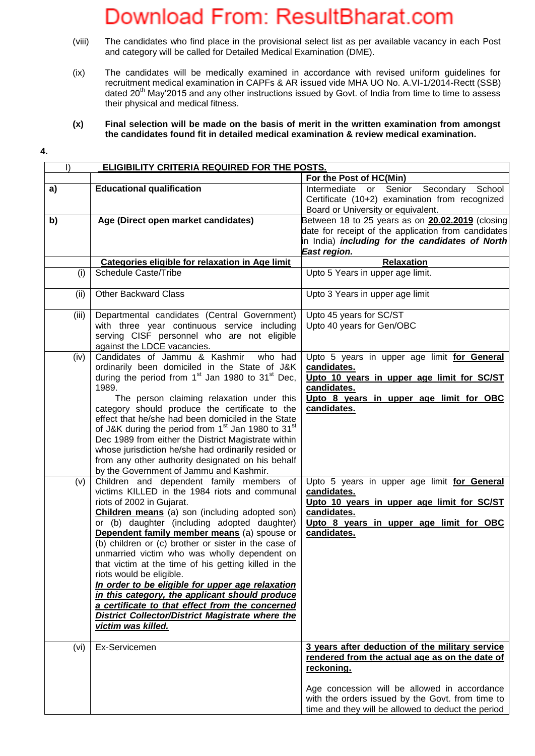(viii) The candidates who find place in the provisional select list as per available vacancy in each Post and category will be called for Detailed Medical Examination (DME).

(ix) The candidates will be medically examined in accordance with revised uniform guidelines for recruitment medical examination in CAPFs & AR issued vide MHA UO No. A.VI-1/2014-Rectt (SSB) dated 20th May'2015 and any other instructions issued by Govt. of India from time to time to assess their physical and medical fitness.

**(x) Final selection will be made on the basis of merit in the written examination from amongst the candidates found fit in detailed medical examination & review medical examination.**

**4.**

| I) | **ELIGIBILITY CRITERIA REQUIRED FOR THE POSTS.** | |
|---|---|---|
| | | **For the Post of HC(Min)** |
| **a)** | **Educational qualification** | Intermediate or Senior Secondary School Certificate (10+2) examination from recognized Board or University or equivalent. |
| **b)** | **Age (Direct open market candidates)** | Between 18 to 25 years as on **20.02.2019** (closing date for receipt of the application from candidates in India) ***including for the candidates of North East region.*** |
| | **Categories eligible for relaxation in Age limit** | **Relaxation** |
| (i) | Schedule Caste/Tribe | Upto 5 Years in upper age limit. |
| (ii) | Other Backward Class | Upto 3 Years in upper age limit |
| (iii) | Departmental candidates (Central Government) with three year continuous service including serving CISF personnel who are not eligible against the LDCE vacancies. | Upto 45 years for SC/ST<br>Upto 40 years for Gen/OBC |
| (iv) | Candidates of Jammu & Kashmir who had ordinarily been domiciled in the State of J&K during the period from 1st Jan 1980 to 31st Dec, 1989.<br>The person claiming relaxation under this category should produce the certificate to the effect that he/she had been domiciled in the State of J&K during the period from 1st Jan 1980 to 31st Dec 1989 from either the District Magistrate within whose jurisdiction he/she had ordinarily resided or from any other authority designated on his behalf by the Government of Jammu and Kashmir. | Upto 5 years in upper age limit **for General candidates.**<br>**Upto 10 years in upper age limit for SC/ST candidates.**<br>**Upto 8 years in upper age limit for OBC candidates.** |
| (v) | Children and dependent family members of victims KILLED in the 1984 riots and communal riots of 2002 in Gujarat.<br>**Children means** (a) son (including adopted son) or (b) daughter (including adopted daughter)<br>**Dependent family member means** (a) spouse or (b) children or (c) brother or sister in the case of unmarried victim who was wholly dependent on that victim at the time of his getting killed in the riots would be eligible.<br>***In order to be eligible for upper age relaxation in this category, the applicant should produce a certificate to that effect from the concerned District Collector/District Magistrate where the victim was killed.*** | Upto 5 years in upper age limit **for General candidates.**<br>**Upto 10 years in upper age limit for SC/ST candidates.**<br>**Upto 8 years in upper age limit for OBC candidates.** |
| (vi) | Ex-Servicemen | **3 years after deduction of the military service rendered from the actual age as on the date of reckoning.**<br><br>Age concession will be allowed in accordance with the orders issued by the Govt. from time to time and they will be allowed to deduct the period |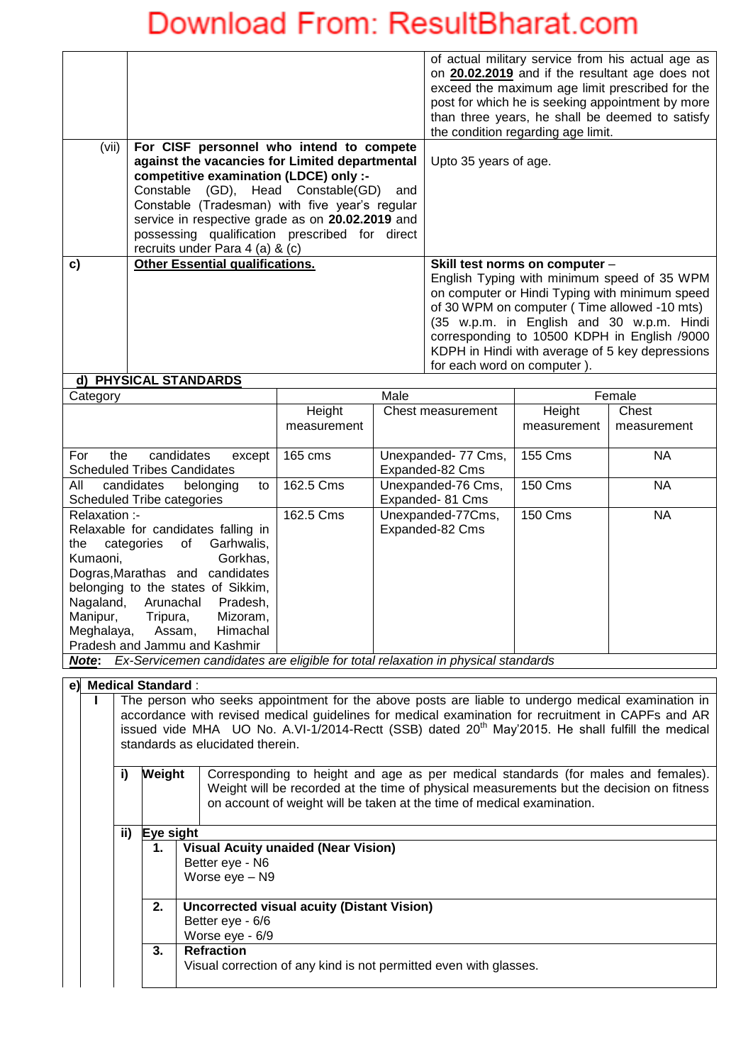| | | |
|---|---|---|
| | | of actual military service from his actual age as on **20.02.2019** and if the resultant age does not exceed the maximum age limit prescribed for the post for which he is seeking appointment by more than three years, he shall be deemed to satisfy the condition regarding age limit. |
| (vii) | **For CISF personnel who intend to compete against the vacancies for Limited departmental competitive examination (LDCE) only :-** Constable (GD), Head Constable(GD) and Constable (Tradesman) with five year's regular service in respective grade as on **20.02.2019** and possessing qualification prescribed for direct recruits under Para 4 (a) & (c) | Upto 35 years of age. |
| **c)** | **Other Essential qualifications.** | **Skill test norms on computer** – English Typing with minimum speed of 35 WPM on computer or Hindi Typing with minimum speed of 30 WPM on computer ( Time allowed -10 mts) (35 w.p.m. in English and 30 w.p.m. Hindi corresponding to 10500 KDPH in English /9000 KDPH in Hindi with average of 5 key depressions for each word on computer ). |

**d) PHYSICAL STANDARDS**

| Category | Male | | Female | |
|---|---|---|---|---|
| | Height measurement | Chest measurement | Height measurement | Chest measurement |
| For the candidates except Scheduled Tribes Candidates | 165 cms | Unexpanded- 77 Cms, Expanded-82 Cms | 155 Cms | NA |
| All candidates belonging to Scheduled Tribe categories | 162.5 Cms | Unexpanded-76 Cms, Expanded- 81 Cms | 150 Cms | NA |
| Relaxation :- Relaxable for candidates falling in the categories of Garhwalis, Kumaoni, Gorkhas, Dogras,Marathas and candidates belonging to the states of Sikkim, Nagaland, Arunachal Pradesh, Manipur, Tripura, Mizoram, Meghalaya, Assam, Himachal Pradesh and Jammu and Kashmir | 162.5 Cms | Unexpanded-77Cms, Expanded-82 Cms | 150 Cms | NA |

***Note***: *Ex-Servicemen candidates are eligible for total relaxation in physical standards*

**e) Medical Standard** :

**I** The person who seeks appointment for the above posts are liable to undergo medical examination in accordance with revised medical guidelines for medical examination for recruitment in CAPFs and AR issued vide MHA UO No. A.VI-1/2014-Rectt (SSB) dated 20th May'2015. He shall fulfill the medical standards as elucidated therein.

**i) Weight** — Corresponding to height and age as per medical standards (for males and females). Weight will be recorded at the time of physical measurements but the decision on fitness on account of weight will be taken at the time of medical examination.

**ii) Eye sight**

1. **Visual Acuity unaided (Near Vision)**
   Better eye - N6
   Worse eye – N9
2. **Uncorrected visual acuity (Distant Vision)**
   Better eye - 6/6
   Worse eye - 6/9
3. **Refraction**
   Visual correction of any kind is not permitted even with glasses.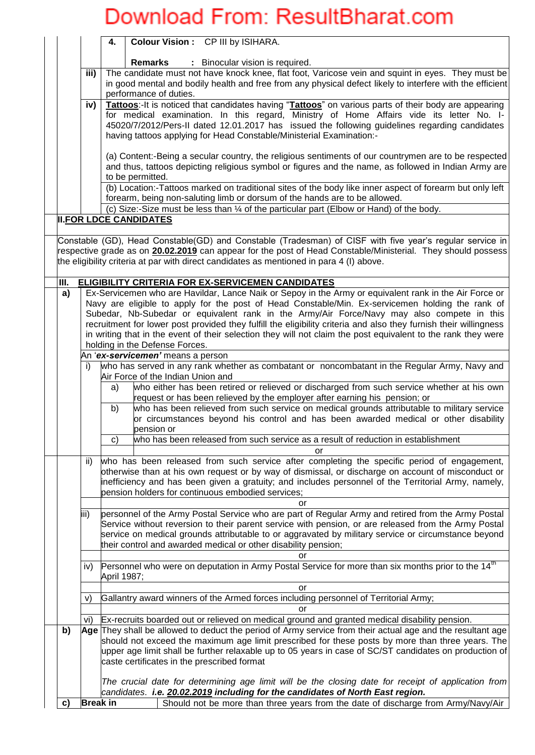| | | | |
|---|---|---|---|
| | | **4.** | **Colour Vision :** CP III by ISIHARA.<br><br>**Remarks : ** Binocular vision is required. |
| | **iii)** | The candidate must not have knock knee, flat foot, Varicose vein and squint in eyes. They must be in good mental and bodily health and free from any physical defect likely to interfere with the efficient performance of duties. | |
| | **iv)** | **Tattoos**:-It is noticed that candidates having "**Tattoos**" on various parts of their body are appearing for medical examination. In this regard, Ministry of Home Affairs vide its letter No. I-45020/7/2012/Pers-II dated 12.01.2017 has issued the following guidelines regarding candidates having tattoos applying for Head Constable/Ministerial Examination:-<br><br>(a) Content:-Being a secular country, the religious sentiments of our countrymen are to be respected and thus, tattoos depicting religious symbol or figures and the name, as followed in Indian Army are to be permitted.<br>(b) Location:-Tattoos marked on traditional sites of the body like inner aspect of forearm but only left forearm, being non-saluting limb or dorsum of the hands are to be allowed.<br>(c) Size:-Size must be less than ¼ of the particular part (Elbow or Hand) of the body. | |

## II. FOR LDCE CANDIDATES

Constable (GD), Head Constable(GD) and Constable (Tradesman) of CISF with five year's regular service in respective grade as on **20.02.2019** can appear for the post of Head Constable/Ministerial. They should possess the eligibility criteria at par with direct candidates as mentioned in para 4 (I) above.

## III. ELIGIBILITY CRITERIA FOR EX-SERVICEMEN CANDIDATES

**a)** Ex-Servicemen who are Havildar, Lance Naik or Sepoy in the Army or equivalent rank in the Air Force or Navy are eligible to apply for the post of Head Constable/Min. Ex-servicemen holding the rank of Subedar, Nb-Subedar or equivalent rank in the Army/Air Force/Navy may also compete in this recruitment for lower post provided they fulfill the eligibility criteria and also they furnish their willingness in writing that in the event of their selection they will not claim the post equivalent to the rank they were holding in the Defense Forces.

An '***ex-servicemen'*** means a person

i) who has served in any rank whether as combatant or noncombatant in the Regular Army, Navy and Air Force of the Indian Union and

- a) who either has been retired or relieved or discharged from such service whether at his own request or has been relieved by the employer after earning his pension; or
- b) who has been relieved from such service on medical grounds attributable to military service or circumstances beyond his control and has been awarded medical or other disability pension or
- c) who has been released from such service as a result of reduction in establishment

or

ii) who has been released from such service after completing the specific period of engagement, otherwise than at his own request or by way of dismissal, or discharge on account of misconduct or inefficiency and has been given a gratuity; and includes personnel of the Territorial Army, namely, pension holders for continuous embodied services;

or

iii) personnel of the Army Postal Service who are part of Regular Army and retired from the Army Postal Service without reversion to their parent service with pension, or are released from the Army Postal service on medical grounds attributable to or aggravated by military service or circumstance beyond their control and awarded medical or other disability pension;

or

iv) Personnel who were on deputation in Army Postal Service for more than six months prior to the 14th April 1987;

or

v) Gallantry award winners of the Armed forces including personnel of Territorial Army;

or

vi) Ex-recruits boarded out or relieved on medical ground and granted medical disability pension.

**b) Age** They shall be allowed to deduct the period of Army service from their actual age and the resultant age should not exceed the maximum age limit prescribed for these posts by more than three years. The upper age limit shall be further relaxable up to 05 years in case of SC/ST candidates on production of caste certificates in the prescribed format

*The crucial date for determining age limit will be the closing date for receipt of application from candidates. **i.e. 20.02.2019 including for the candidates of North East region.***

**c) Break in** Should not be more than three years from the date of discharge from Army/Navy/Air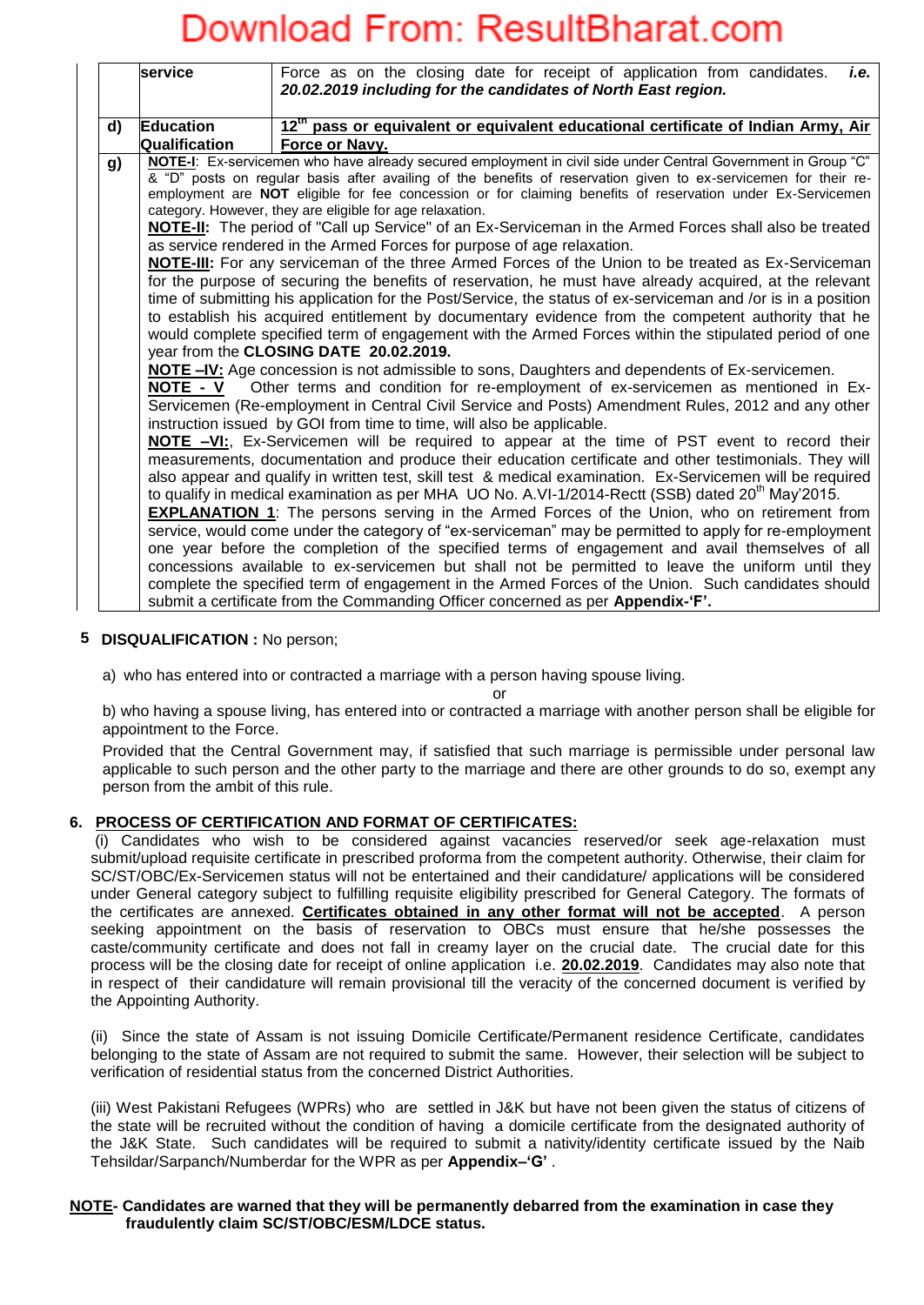|  | service | Force as on the closing date for receipt of application from candidates. *i.e.* ***20.02.2019 including for the candidates of North East region.*** |
|---|---|---|
| d) | **Education Qualification** | **12th pass or equivalent or equivalent educational certificate of Indian Army, Air Force or Navy.** |
| g) | **NOTE-I**: Ex-servicemen who have already secured employment in civil side under Central Government in Group "C" & "D" posts on regular basis after availing of the benefits of reservation given to ex-servicemen for their re-employment are **NOT** eligible for fee concession or for claiming benefits of reservation under Ex-Servicemen category. However, they are eligible for age relaxation.<br>**NOTE-II:** The period of "Call up Service" of an Ex-Serviceman in the Armed Forces shall also be treated as service rendered in the Armed Forces for purpose of age relaxation.<br>**NOTE-III:** For any serviceman of the three Armed Forces of the Union to be treated as Ex-Serviceman for the purpose of securing the benefits of reservation, he must have already acquired, at the relevant time of submitting his application for the Post/Service, the status of ex-serviceman and /or is in a position to establish his acquired entitlement by documentary evidence from the competent authority that he would complete specified term of engagement with the Armed Forces within the stipulated period of one year from the **CLOSING DATE 20.02.2019.**<br>**NOTE –IV:** Age concession is not admissible to sons, Daughters and dependents of Ex-servicemen.<br>**NOTE - V** Other terms and condition for re-employment of ex-servicemen as mentioned in Ex-Servicemen (Re-employment in Central Civil Service and Posts) Amendment Rules, 2012 and any other instruction issued by GOI from time to time, will also be applicable.<br>**NOTE –VI:**, Ex-Servicemen will be required to appear at the time of PST event to record their measurements, documentation and produce their education certificate and other testimonials. They will also appear and qualify in written test, skill test & medical examination. Ex-Servicemen will be required to qualify in medical examination as per MHA UO No. A.VI-1/2014-Rectt (SSB) dated 20th May'2015.<br>**EXPLANATION 1**: The persons serving in the Armed Forces of the Union, who on retirement from service, would come under the category of "ex-serviceman" may be permitted to apply for re-employment one year before the completion of the specified terms of engagement and avail themselves of all concessions available to ex-servicemen but shall not be permitted to leave the uniform until they complete the specified term of engagement in the Armed Forces of the Union. Such candidates should submit a certificate from the Commanding Officer concerned as per **Appendix-'F'.** | |

## 5 DISQUALIFICATION : No person;

a) who has entered into or contracted a marriage with a person having spouse living.

or

b) who having a spouse living, has entered into or contracted a marriage with another person shall be eligible for appointment to the Force.

Provided that the Central Government may, if satisfied that such marriage is permissible under personal law applicable to such person and the other party to the marriage and there are other grounds to do so, exempt any person from the ambit of this rule.

## 6. PROCESS OF CERTIFICATION AND FORMAT OF CERTIFICATES:

(i) Candidates who wish to be considered against vacancies reserved/or seek age-relaxation must submit/upload requisite certificate in prescribed proforma from the competent authority. Otherwise, their claim for SC/ST/OBC/Ex-Servicemen status will not be entertained and their candidature/ applications will be considered under General category subject to fulfilling requisite eligibility prescribed for General Category. The formats of the certificates are annexed. **Certificates obtained in any other format will not be accepted**. A person seeking appointment on the basis of reservation to OBCs must ensure that he/she possesses the caste/community certificate and does not fall in creamy layer on the crucial date. The crucial date for this process will be the closing date for receipt of online application i.e. **20.02.2019**. Candidates may also note that in respect of their candidature will remain provisional till the veracity of the concerned document is verified by the Appointing Authority.

(ii) Since the state of Assam is not issuing Domicile Certificate/Permanent residence Certificate, candidates belonging to the state of Assam are not required to submit the same. However, their selection will be subject to verification of residential status from the concerned District Authorities.

(iii) West Pakistani Refugees (WPRs) who are settled in J&K but have not been given the status of citizens of the state will be recruited without the condition of having a domicile certificate from the designated authority of the J&K State. Such candidates will be required to submit a nativity/identity certificate issued by the Naib Tehsildar/Sarpanch/Numberdar for the WPR as per **Appendix–'G'** .

**NOTE- Candidates are warned that they will be permanently debarred from the examination in case they fraudulently claim SC/ST/OBC/ESM/LDCE status.**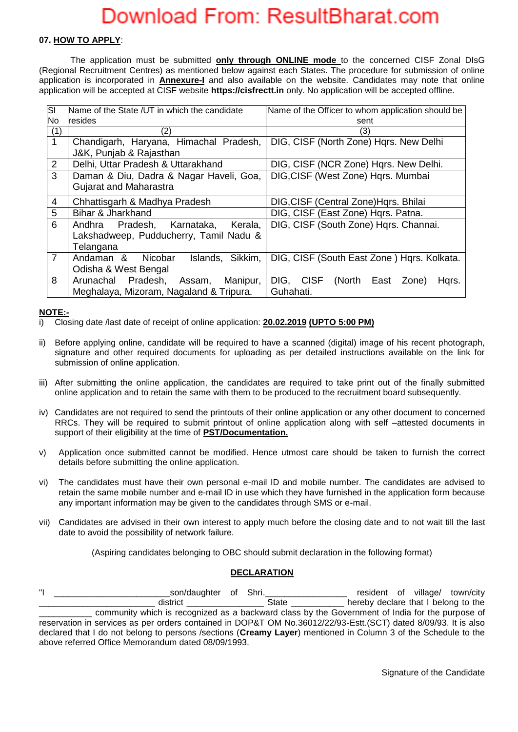**07. HOW TO APPLY**:

The application must be submitted **only through ONLINE mode** to the concerned CISF Zonal DIsG (Regional Recruitment Centres) as mentioned below against each States. The procedure for submission of online application is incorporated in **Annexure-I** and also available on the website. Candidates may note that online application will be accepted at CISF website **https://cisfrectt.in** only. No application will be accepted offline.

| Sl No | Name of the State /UT in which the candidate resides | Name of the Officer to whom application should be sent |
|---|---|---|
| (1) | (2) | (3) |
| 1 | Chandigarh, Haryana, Himachal Pradesh, J&K, Punjab & Rajasthan | DIG, CISF (North Zone) Hqrs. New Delhi |
| 2 | Delhi, Uttar Pradesh & Uttarakhand | DIG, CISF (NCR Zone) Hqrs. New Delhi. |
| 3 | Daman & Diu, Dadra & Nagar Haveli, Goa, Gujarat and Maharastra | DIG,CISF (West Zone) Hqrs. Mumbai |
| 4 | Chhattisgarh & Madhya Pradesh | DIG,CISF (Central Zone)Hqrs. Bhilai |
| 5 | Bihar & Jharkhand | DIG, CISF (East Zone) Hqrs. Patna. |
| 6 | Andhra Pradesh, Karnataka, Kerala, Lakshadweep, Pudducherry, Tamil Nadu & Telangana | DIG, CISF (South Zone) Hqrs. Channai. |
| 7 | Andaman & Nicobar Islands, Sikkim, Odisha & West Bengal | DIG, CISF (South East Zone ) Hqrs. Kolkata. |
| 8 | Arunachal Pradesh, Assam, Manipur, Meghalaya, Mizoram, Nagaland & Tripura. | DIG, CISF (North East Zone) Hqrs. Guhahati. |

**NOTE:-**

i) Closing date /last date of receipt of online application: **20.02.2019 (UPTO 5:00 PM)**

ii) Before applying online, candidate will be required to have a scanned (digital) image of his recent photograph, signature and other required documents for uploading as per detailed instructions available on the link for submission of online application.

iii) After submitting the online application, the candidates are required to take print out of the finally submitted online application and to retain the same with them to be produced to the recruitment board subsequently.

iv) Candidates are not required to send the printouts of their online application or any other document to concerned RRCs. They will be required to submit printout of online application along with self –attested documents in support of their eligibility at the time of **PST/Documentation.**

v) Application once submitted cannot be modified. Hence utmost care should be taken to furnish the correct details before submitting the online application.

vi) The candidates must have their own personal e-mail ID and mobile number. The candidates are advised to retain the same mobile number and e-mail ID in use which they have furnished in the application form because any important information may be given to the candidates through SMS or e-mail.

vii) Candidates are advised in their own interest to apply much before the closing date and to not wait till the last date to avoid the possibility of network failure.

(Aspiring candidates belonging to OBC should submit declaration in the following format)

**DECLARATION**

"I ________________________son/daughter of Shri.________________ resident of village/ town/city ________________________ district ________________ State ___________ hereby declare that I belong to the ___________ community which is recognized as a backward class by the Government of India for the purpose of reservation in services as per orders contained in DOP&T OM No.36012/22/93-Estt.(SCT) dated 8/09/93. It is also declared that I do not belong to persons /sections (**Creamy Layer**) mentioned in Column 3 of the Schedule to the above referred Office Memorandum dated 08/09/1993.

Signature of the Candidate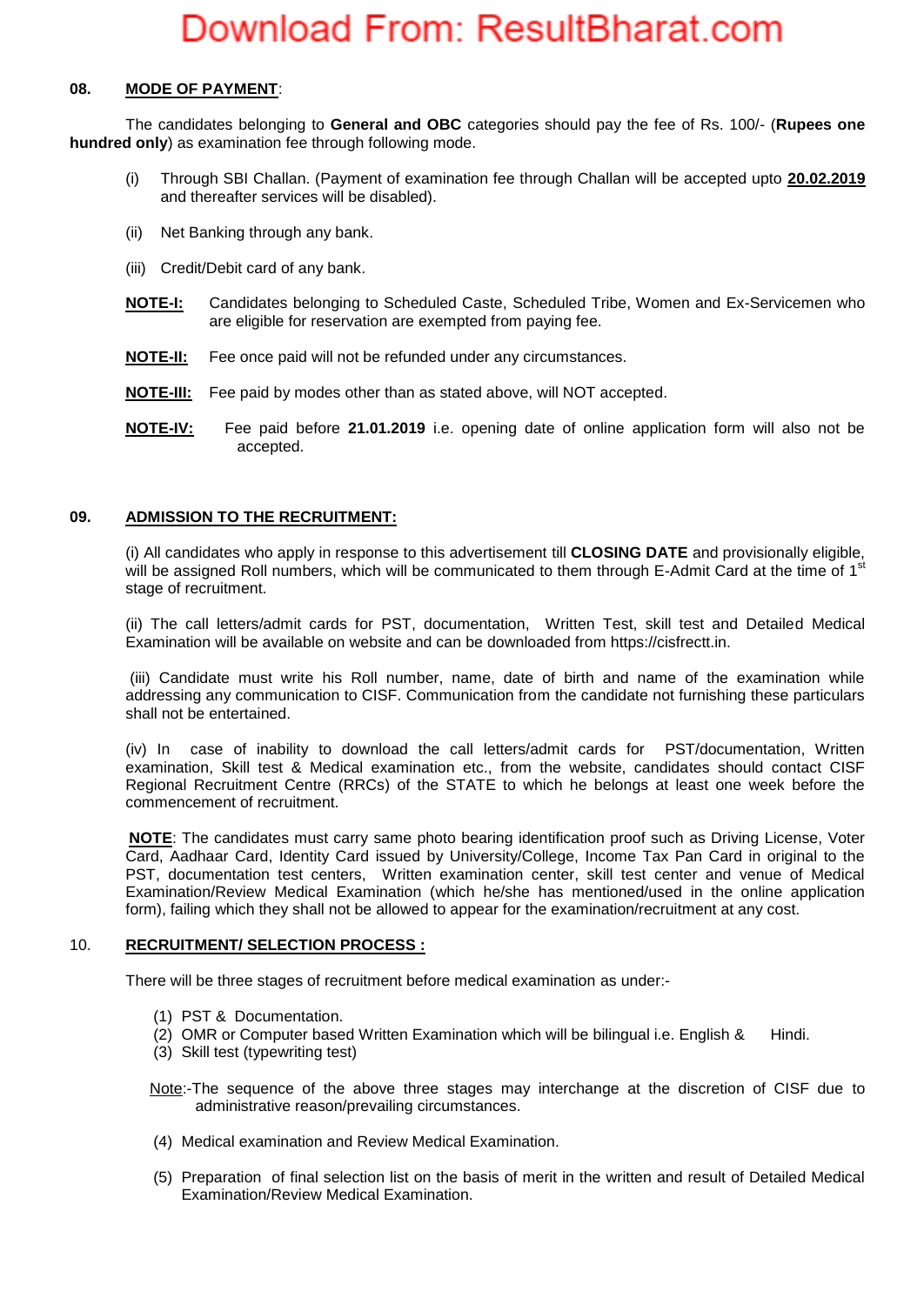## 08. MODE OF PAYMENT:

The candidates belonging to **General and OBC** categories should pay the fee of Rs. 100/- (**Rupees one hundred only**) as examination fee through following mode.

(i) Through SBI Challan. (Payment of examination fee through Challan will be accepted upto **20.02.2019** and thereafter services will be disabled).

(ii) Net Banking through any bank.

(iii) Credit/Debit card of any bank.

**NOTE-I:** Candidates belonging to Scheduled Caste, Scheduled Tribe, Women and Ex-Servicemen who are eligible for reservation are exempted from paying fee.

**NOTE-II:** Fee once paid will not be refunded under any circumstances.

**NOTE-III:** Fee paid by modes other than as stated above, will NOT accepted.

**NOTE-IV:** Fee paid before **21.01.2019** i.e. opening date of online application form will also not be accepted.

## 09. ADMISSION TO THE RECRUITMENT:

(i) All candidates who apply in response to this advertisement till **CLOSING DATE** and provisionally eligible, will be assigned Roll numbers, which will be communicated to them through E-Admit Card at the time of 1st stage of recruitment.

(ii) The call letters/admit cards for PST, documentation, Written Test, skill test and Detailed Medical Examination will be available on website and can be downloaded from https://cisfrectt.in.

(iii) Candidate must write his Roll number, name, date of birth and name of the examination while addressing any communication to CISF. Communication from the candidate not furnishing these particulars shall not be entertained.

(iv) In case of inability to download the call letters/admit cards for PST/documentation, Written examination, Skill test & Medical examination etc., from the website, candidates should contact CISF Regional Recruitment Centre (RRCs) of the STATE to which he belongs at least one week before the commencement of recruitment.

**NOTE**: The candidates must carry same photo bearing identification proof such as Driving License, Voter Card, Aadhaar Card, Identity Card issued by University/College, Income Tax Pan Card in original to the PST, documentation test centers, Written examination center, skill test center and venue of Medical Examination/Review Medical Examination (which he/she has mentioned/used in the online application form), failing which they shall not be allowed to appear for the examination/recruitment at any cost.

## 10. RECRUITMENT/ SELECTION PROCESS :

There will be three stages of recruitment before medical examination as under:-

(1) PST & Documentation.
(2) OMR or Computer based Written Examination which will be bilingual i.e. English & Hindi.
(3) Skill test (typewriting test)

Note:-The sequence of the above three stages may interchange at the discretion of CISF due to administrative reason/prevailing circumstances.

(4) Medical examination and Review Medical Examination.

(5) Preparation of final selection list on the basis of merit in the written and result of Detailed Medical Examination/Review Medical Examination.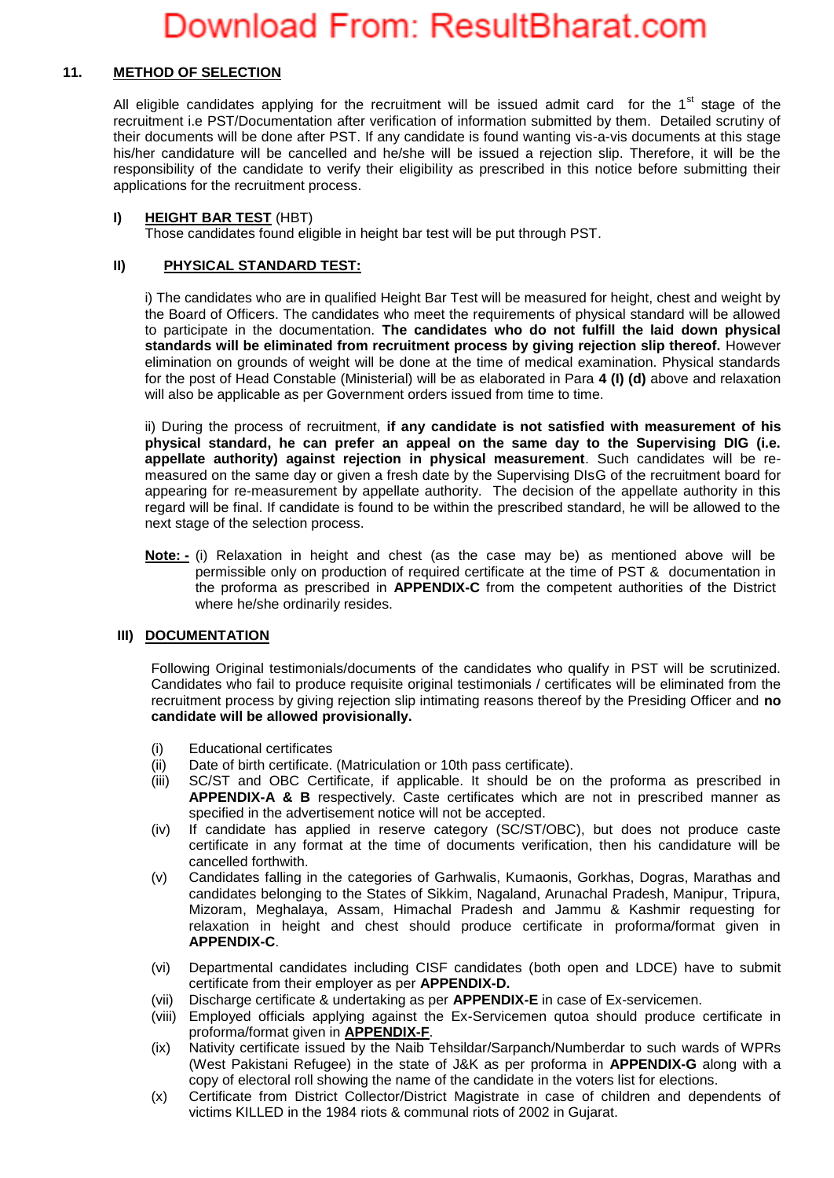## 11. METHOD OF SELECTION

All eligible candidates applying for the recruitment will be issued admit card for the 1st stage of the recruitment i.e PST/Documentation after verification of information submitted by them. Detailed scrutiny of their documents will be done after PST. If any candidate is found wanting vis-a-vis documents at this stage his/her candidature will be cancelled and he/she will be issued a rejection slip. Therefore, it will be the responsibility of the candidate to verify their eligibility as prescribed in this notice before submitting their applications for the recruitment process.

### I) HEIGHT BAR TEST (HBT)

Those candidates found eligible in height bar test will be put through PST.

### II) PHYSICAL STANDARD TEST:

i) The candidates who are in qualified Height Bar Test will be measured for height, chest and weight by the Board of Officers. The candidates who meet the requirements of physical standard will be allowed to participate in the documentation. **The candidates who do not fulfill the laid down physical standards will be eliminated from recruitment process by giving rejection slip thereof.** However elimination on grounds of weight will be done at the time of medical examination. Physical standards for the post of Head Constable (Ministerial) will be as elaborated in Para **4 (I) (d)** above and relaxation will also be applicable as per Government orders issued from time to time.

ii) During the process of recruitment, **if any candidate is not satisfied with measurement of his physical standard, he can prefer an appeal on the same day to the Supervising DIG (i.e. appellate authority) against rejection in physical measurement**. Such candidates will be re-measured on the same day or given a fresh date by the Supervising DIsG of the recruitment board for appearing for re-measurement by appellate authority. The decision of the appellate authority in this regard will be final. If candidate is found to be within the prescribed standard, he will be allowed to the next stage of the selection process.

**Note: -** (i) Relaxation in height and chest (as the case may be) as mentioned above will be permissible only on production of required certificate at the time of PST & documentation in the proforma as prescribed in **APPENDIX-C** from the competent authorities of the District where he/she ordinarily resides.

### III) DOCUMENTATION

Following Original testimonials/documents of the candidates who qualify in PST will be scrutinized. Candidates who fail to produce requisite original testimonials / certificates will be eliminated from the recruitment process by giving rejection slip intimating reasons thereof by the Presiding Officer and **no candidate will be allowed provisionally.**

(i) Educational certificates

(ii) Date of birth certificate. (Matriculation or 10th pass certificate).

(iii) SC/ST and OBC Certificate, if applicable. It should be on the proforma as prescribed in **APPENDIX-A & B** respectively. Caste certificates which are not in prescribed manner as specified in the advertisement notice will not be accepted.

(iv) If candidate has applied in reserve category (SC/ST/OBC), but does not produce caste certificate in any format at the time of documents verification, then his candidature will be cancelled forthwith.

(v) Candidates falling in the categories of Garhwalis, Kumaonis, Gorkhas, Dogras, Marathas and candidates belonging to the States of Sikkim, Nagaland, Arunachal Pradesh, Manipur, Tripura, Mizoram, Meghalaya, Assam, Himachal Pradesh and Jammu & Kashmir requesting for relaxation in height and chest should produce certificate in proforma/format given in **APPENDIX-C**.

(vi) Departmental candidates including CISF candidates (both open and LDCE) have to submit certificate from their employer as per **APPENDIX-D.**

(vii) Discharge certificate & undertaking as per **APPENDIX-E** in case of Ex-servicemen.

(viii) Employed officials applying against the Ex-Servicemen qutoa should produce certificate in proforma/format given in **APPENDIX-F**.

(ix) Nativity certificate issued by the Naib Tehsildar/Sarpanch/Numberdar to such wards of WPRs (West Pakistani Refugee) in the state of J&K as per proforma in **APPENDIX-G** along with a copy of electoral roll showing the name of the candidate in the voters list for elections.

(x) Certificate from District Collector/District Magistrate in case of children and dependents of victims KILLED in the 1984 riots & communal riots of 2002 in Gujarat.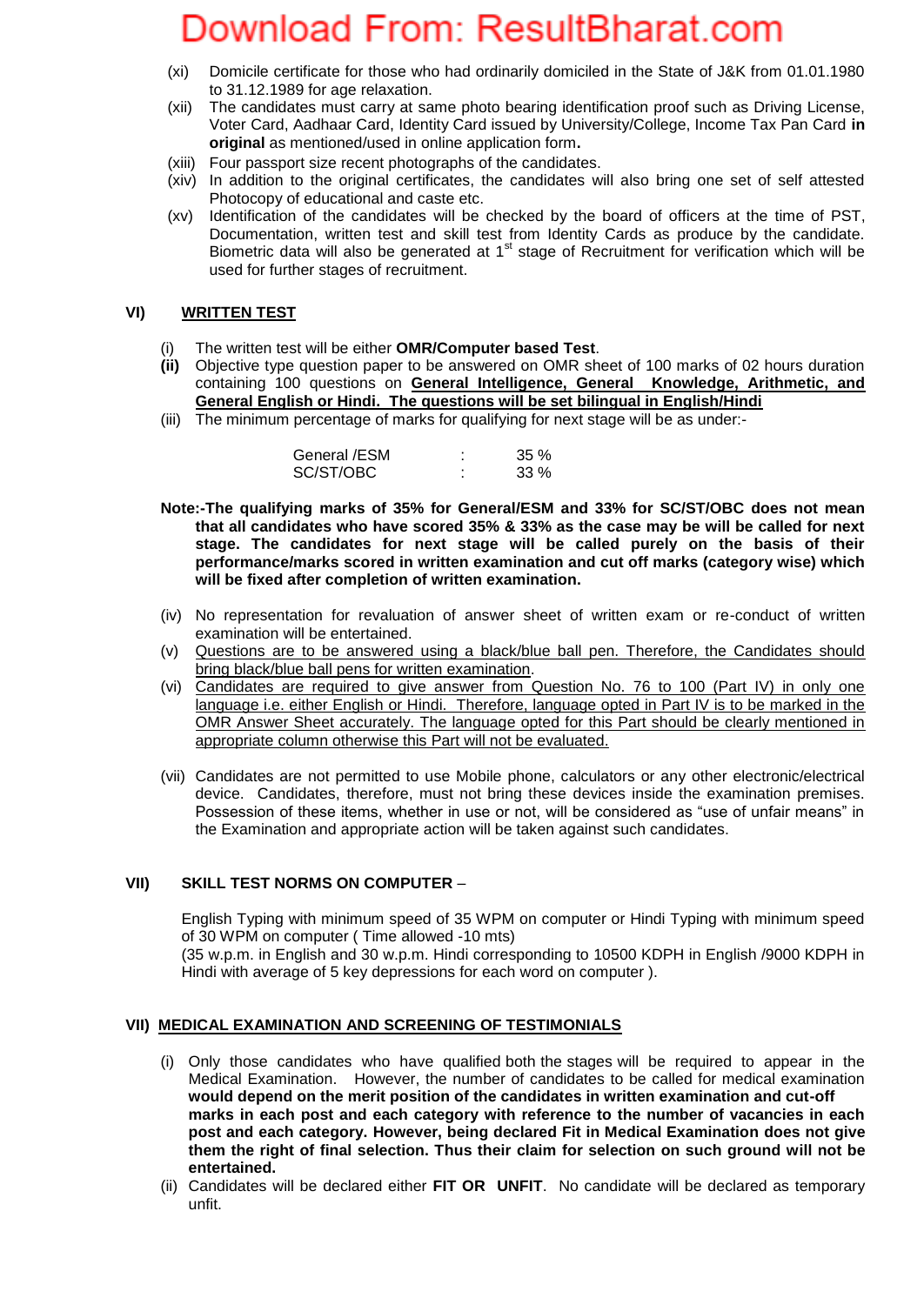(xi) Domicile certificate for those who had ordinarily domiciled in the State of J&K from 01.01.1980 to 31.12.1989 for age relaxation.

(xii) The candidates must carry at same photo bearing identification proof such as Driving License, Voter Card, Aadhaar Card, Identity Card issued by University/College, Income Tax Pan Card **in original** as mentioned/used in online application form**.**

(xiii) Four passport size recent photographs of the candidates.

(xiv) In addition to the original certificates, the candidates will also bring one set of self attested Photocopy of educational and caste etc.

(xv) Identification of the candidates will be checked by the board of officers at the time of PST, Documentation, written test and skill test from Identity Cards as produce by the candidate. Biometric data will also be generated at 1st stage of Recruitment for verification which will be used for further stages of recruitment.

## VI) WRITTEN TEST

(i) The written test will be either **OMR/Computer based Test**.

**(ii)** Objective type question paper to be answered on OMR sheet of 100 marks of 02 hours duration containing 100 questions on **General Intelligence, General Knowledge, Arithmetic, and General English or Hindi. The questions will be set bilingual in English/Hindi**

(iii) The minimum percentage of marks for qualifying for next stage will be as under:-

| | | |
|---|---|---|
| General /ESM | : | 35 % |
| SC/ST/OBC | : | 33 % |

**Note:-The qualifying marks of 35% for General/ESM and 33% for SC/ST/OBC does not mean that all candidates who have scored 35% & 33% as the case may be will be called for next stage. The candidates for next stage will be called purely on the basis of their performance/marks scored in written examination and cut off marks (category wise) which will be fixed after completion of written examination.**

(iv) No representation for revaluation of answer sheet of written exam or re-conduct of written examination will be entertained.

(v) Questions are to be answered using a black/blue ball pen. Therefore, the Candidates should bring black/blue ball pens for written examination.

(vi) Candidates are required to give answer from Question No. 76 to 100 (Part IV) in only one language i.e. either English or Hindi. Therefore, language opted in Part IV is to be marked in the OMR Answer Sheet accurately. The language opted for this Part should be clearly mentioned in appropriate column otherwise this Part will not be evaluated.

(vii) Candidates are not permitted to use Mobile phone, calculators or any other electronic/electrical device. Candidates, therefore, must not bring these devices inside the examination premises. Possession of these items, whether in use or not, will be considered as "use of unfair means" in the Examination and appropriate action will be taken against such candidates.

## VII) SKILL TEST NORMS ON COMPUTER –

English Typing with minimum speed of 35 WPM on computer or Hindi Typing with minimum speed of 30 WPM on computer ( Time allowed -10 mts)
(35 w.p.m. in English and 30 w.p.m. Hindi corresponding to 10500 KDPH in English /9000 KDPH in Hindi with average of 5 key depressions for each word on computer ).

## VII) MEDICAL EXAMINATION AND SCREENING OF TESTIMONIALS

(i) Only those candidates who have qualified both the stages will be required to appear in the Medical Examination. However, the number of candidates to be called for medical examination **would depend on the merit position of the candidates in written examination and cut-off marks in each post and each category with reference to the number of vacancies in each post and each category. However, being declared Fit in Medical Examination does not give them the right of final selection. Thus their claim for selection on such ground will not be entertained.**

(ii) Candidates will be declared either **FIT OR UNFIT**. No candidate will be declared as temporary unfit.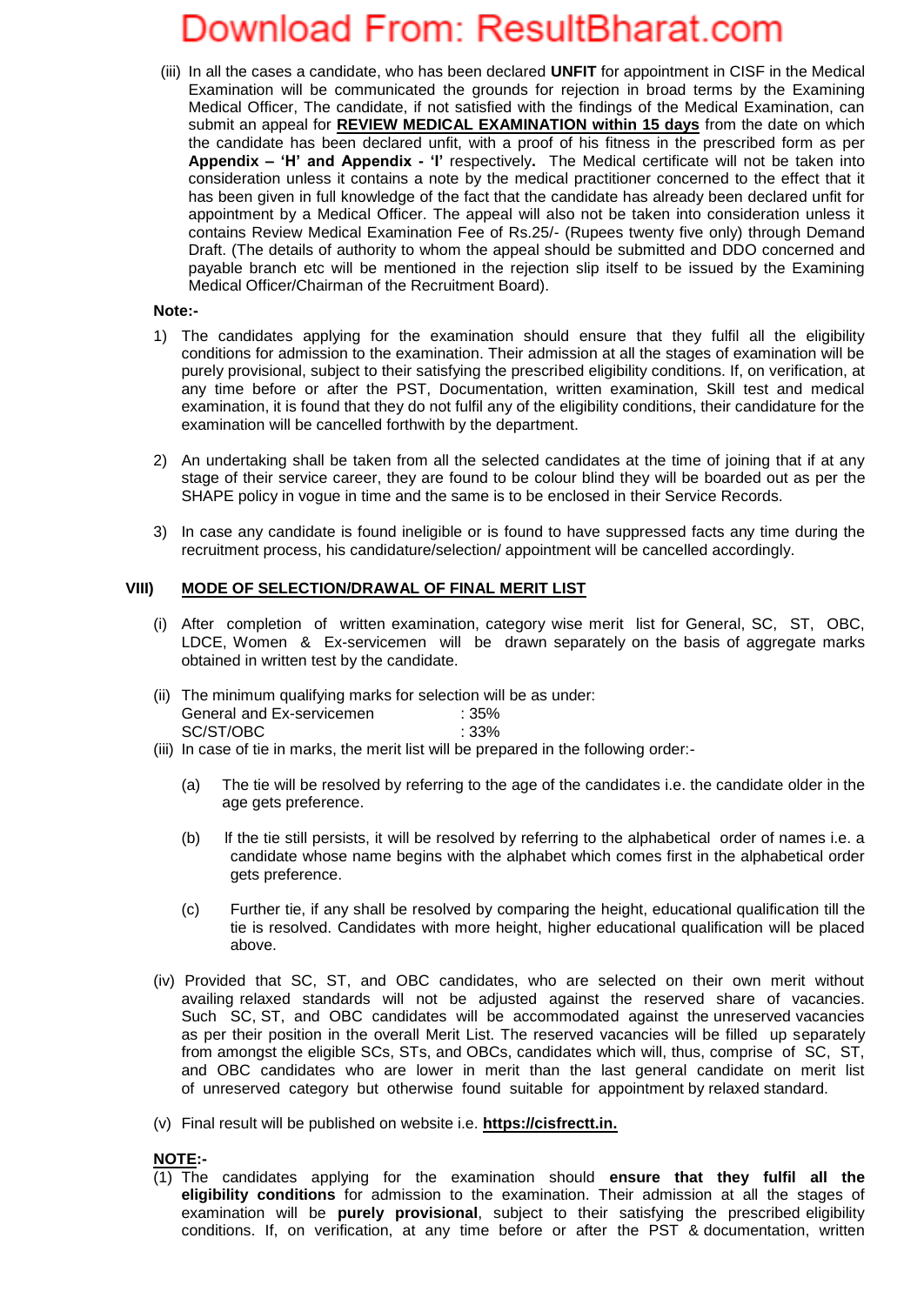(iii) In all the cases a candidate, who has been declared **UNFIT** for appointment in CISF in the Medical Examination will be communicated the grounds for rejection in broad terms by the Examining Medical Officer, The candidate, if not satisfied with the findings of the Medical Examination, can submit an appeal for **REVIEW MEDICAL EXAMINATION within 15 days** from the date on which the candidate has been declared unfit, with a proof of his fitness in the prescribed form as per **Appendix – 'H' and Appendix - 'I'** respectively**.** The Medical certificate will not be taken into consideration unless it contains a note by the medical practitioner concerned to the effect that it has been given in full knowledge of the fact that the candidate has already been declared unfit for appointment by a Medical Officer. The appeal will also not be taken into consideration unless it contains Review Medical Examination Fee of Rs.25/- (Rupees twenty five only) through Demand Draft. (The details of authority to whom the appeal should be submitted and DDO concerned and payable branch etc will be mentioned in the rejection slip itself to be issued by the Examining Medical Officer/Chairman of the Recruitment Board).

**Note:-**

1) The candidates applying for the examination should ensure that they fulfil all the eligibility conditions for admission to the examination. Their admission at all the stages of examination will be purely provisional, subject to their satisfying the prescribed eligibility conditions. If, on verification, at any time before or after the PST, Documentation, written examination, Skill test and medical examination, it is found that they do not fulfil any of the eligibility conditions, their candidature for the examination will be cancelled forthwith by the department.

2) An undertaking shall be taken from all the selected candidates at the time of joining that if at any stage of their service career, they are found to be colour blind they will be boarded out as per the SHAPE policy in vogue in time and the same is to be enclosed in their Service Records.

3) In case any candidate is found ineligible or is found to have suppressed facts any time during the recruitment process, his candidature/selection/ appointment will be cancelled accordingly.

## VIII) MODE OF SELECTION/DRAWAL OF FINAL MERIT LIST

(i) After completion of written examination, category wise merit list for General, SC, ST, OBC, LDCE, Women & Ex-servicemen will be drawn separately on the basis of aggregate marks obtained in written test by the candidate.

(ii) The minimum qualifying marks for selection will be as under:

| | |
|---|---|
| General and Ex-servicemen | : 35% |
| SC/ST/OBC | : 33% |

(iii) In case of tie in marks, the merit list will be prepared in the following order:-

(a) The tie will be resolved by referring to the age of the candidates i.e. the candidate older in the age gets preference.

(b) If the tie still persists, it will be resolved by referring to the alphabetical order of names i.e. a candidate whose name begins with the alphabet which comes first in the alphabetical order gets preference.

(c) Further tie, if any shall be resolved by comparing the height, educational qualification till the tie is resolved. Candidates with more height, higher educational qualification will be placed above.

(iv) Provided that SC, ST, and OBC candidates, who are selected on their own merit without availing relaxed standards will not be adjusted against the reserved share of vacancies. Such SC, ST, and OBC candidates will be accommodated against the unreserved vacancies as per their position in the overall Merit List. The reserved vacancies will be filled up separately from amongst the eligible SCs, STs, and OBCs, candidates which will, thus, comprise of SC, ST, and OBC candidates who are lower in merit than the last general candidate on merit list of unreserved category but otherwise found suitable for appointment by relaxed standard.

(v) Final result will be published on website i.e. **https://cisfrectt.in.**

**NOTE:-**

(1) The candidates applying for the examination should **ensure that they fulfil all the eligibility conditions** for admission to the examination. Their admission at all the stages of examination will be **purely provisional**, subject to their satisfying the prescribed eligibility conditions. If, on verification, at any time before or after the PST & documentation, written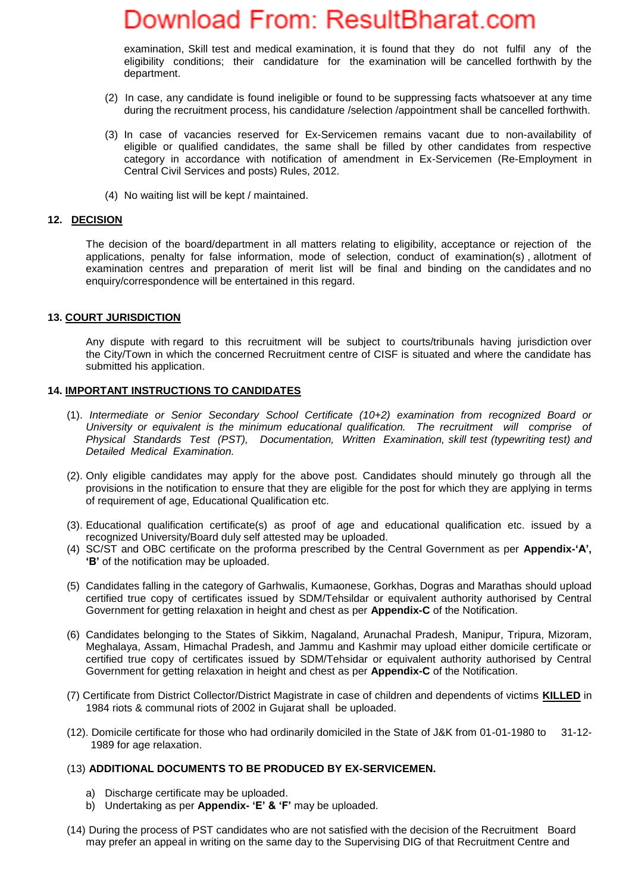examination, Skill test and medical examination, it is found that they do not fulfil any of the eligibility conditions; their candidature for the examination will be cancelled forthwith by the department.

(2) In case, any candidate is found ineligible or found to be suppressing facts whatsoever at any time during the recruitment process, his candidature /selection /appointment shall be cancelled forthwith.

(3) In case of vacancies reserved for Ex-Servicemen remains vacant due to non-availability of eligible or qualified candidates, the same shall be filled by other candidates from respective category in accordance with notification of amendment in Ex-Servicemen (Re-Employment in Central Civil Services and posts) Rules, 2012.

(4) No waiting list will be kept / maintained.

## 12. DECISION

The decision of the board/department in all matters relating to eligibility, acceptance or rejection of the applications, penalty for false information, mode of selection, conduct of examination(s) , allotment of examination centres and preparation of merit list will be final and binding on the candidates and no enquiry/correspondence will be entertained in this regard.

## 13. COURT JURISDICTION

Any dispute with regard to this recruitment will be subject to courts/tribunals having jurisdiction over the City/Town in which the concerned Recruitment centre of CISF is situated and where the candidate has submitted his application.

## 14. IMPORTANT INSTRUCTIONS TO CANDIDATES

(1). *Intermediate or Senior Secondary School Certificate (10+2) examination from recognized Board or University or equivalent is the minimum educational qualification. The recruitment will comprise of Physical Standards Test (PST), Documentation, Written Examination, skill test (typewriting test) and Detailed Medical Examination.*

(2). Only eligible candidates may apply for the above post. Candidates should minutely go through all the provisions in the notification to ensure that they are eligible for the post for which they are applying in terms of requirement of age, Educational Qualification etc.

(3). Educational qualification certificate(s) as proof of age and educational qualification etc. issued by a recognized University/Board duly self attested may be uploaded.

(4) SC/ST and OBC certificate on the proforma prescribed by the Central Government as per **Appendix-'A', 'B'** of the notification may be uploaded.

(5) Candidates falling in the category of Garhwalis, Kumaonese, Gorkhas, Dogras and Marathas should upload certified true copy of certificates issued by SDM/Tehsildar or equivalent authority authorised by Central Government for getting relaxation in height and chest as per **Appendix-C** of the Notification.

(6) Candidates belonging to the States of Sikkim, Nagaland, Arunachal Pradesh, Manipur, Tripura, Mizoram, Meghalaya, Assam, Himachal Pradesh, and Jammu and Kashmir may upload either domicile certificate or certified true copy of certificates issued by SDM/Tehsidar or equivalent authority authorised by Central Government for getting relaxation in height and chest as per **Appendix-C** of the Notification.

(7) Certificate from District Collector/District Magistrate in case of children and dependents of victims **KILLED** in 1984 riots & communal riots of 2002 in Gujarat shall be uploaded.

(12). Domicile certificate for those who had ordinarily domiciled in the State of J&K from 01-01-1980 to 31-12-1989 for age relaxation.

(13) **ADDITIONAL DOCUMENTS TO BE PRODUCED BY EX-SERVICEMEN.**

a) Discharge certificate may be uploaded.
b) Undertaking as per **Appendix- 'E' & 'F'** may be uploaded.

(14) During the process of PST candidates who are not satisfied with the decision of the Recruitment Board may prefer an appeal in writing on the same day to the Supervising DIG of that Recruitment Centre and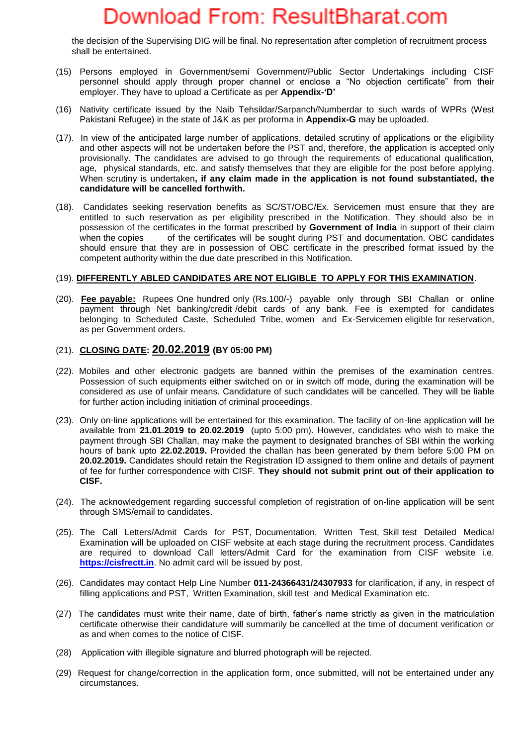the decision of the Supervising DIG will be final. No representation after completion of recruitment process shall be entertained.

(15) Persons employed in Government/semi Government/Public Sector Undertakings including CISF personnel should apply through proper channel or enclose a "No objection certificate" from their employer. They have to upload a Certificate as per **Appendix-'D'**

(16) Nativity certificate issued by the Naib Tehsildar/Sarpanch/Numberdar to such wards of WPRs (West Pakistani Refugee) in the state of J&K as per proforma in **Appendix-G** may be uploaded.

(17). In view of the anticipated large number of applications, detailed scrutiny of applications or the eligibility and other aspects will not be undertaken before the PST and, therefore, the application is accepted only provisionally. The candidates are advised to go through the requirements of educational qualification, age, physical standards, etc. and satisfy themselves that they are eligible for the post before applying. When scrutiny is undertaken**, if any claim made in the application is not found substantiated, the candidature will be cancelled forthwith.**

(18). Candidates seeking reservation benefits as SC/ST/OBC/Ex. Servicemen must ensure that they are entitled to such reservation as per eligibility prescribed in the Notification. They should also be in possession of the certificates in the format prescribed by **Government of India** in support of their claim when the copies of the certificates will be sought during PST and documentation. OBC candidates should ensure that they are in possession of OBC certificate in the prescribed format issued by the competent authority within the due date prescribed in this Notification.

(19). **DIFFERENTLY ABLED CANDIDATES ARE NOT ELIGIBLE TO APPLY FOR THIS EXAMINATION**.

(20). **Fee payable:** Rupees One hundred only (Rs.100/-) payable only through SBI Challan or online payment through Net banking/credit /debit cards of any bank. Fee is exempted for candidates belonging to Scheduled Caste, Scheduled Tribe, women and Ex-Servicemen eligible for reservation, as per Government orders.

(21). **CLOSING DATE: 20.02.2019 (BY 05:00 PM)**

(22). Mobiles and other electronic gadgets are banned within the premises of the examination centres. Possession of such equipments either switched on or in switch off mode, during the examination will be considered as use of unfair means. Candidature of such candidates will be cancelled. They will be liable for further action including initiation of criminal proceedings.

(23). Only on-line applications will be entertained for this examination. The facility of on-line application will be available from **21.01.2019 to 20.02.2019** (upto 5:00 pm). However, candidates who wish to make the payment through SBI Challan, may make the payment to designated branches of SBI within the working hours of bank upto **22.02.2019.** Provided the challan has been generated by them before 5:00 PM on **20.02.2019.** Candidates should retain the Registration ID assigned to them online and details of payment of fee for further correspondence with CISF. **They should not submit print out of their application to CISF.**

(24). The acknowledgement regarding successful completion of registration of on-line application will be sent through SMS/email to candidates.

(25). The Call Letters/Admit Cards for PST, Documentation, Written Test, Skill test Detailed Medical Examination will be uploaded on CISF website at each stage during the recruitment process. Candidates are required to download Call letters/Admit Card for the examination from CISF website i.e. **https://cisfrectt.in**. No admit card will be issued by post.

(26). Candidates may contact Help Line Number **011-24366431/24307933** for clarification, if any, in respect of filling applications and PST, Written Examination, skill test and Medical Examination etc.

(27) The candidates must write their name, date of birth, father's name strictly as given in the matriculation certificate otherwise their candidature will summarily be cancelled at the time of document verification or as and when comes to the notice of CISF.

(28) Application with illegible signature and blurred photograph will be rejected.

(29) Request for change/correction in the application form, once submitted, will not be entertained under any circumstances.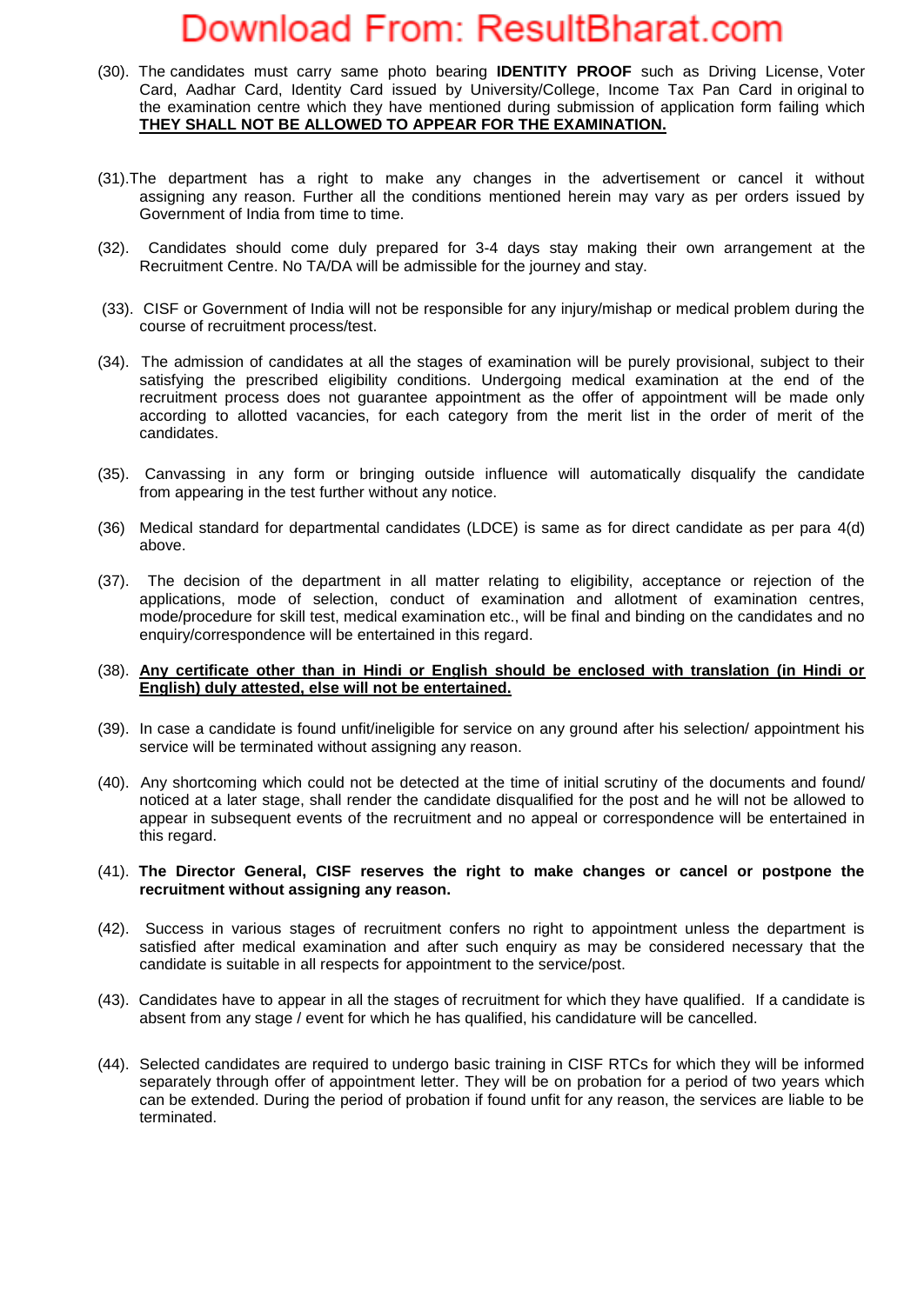(30). The candidates must carry same photo bearing **IDENTITY PROOF** such as Driving License, Voter Card, Aadhar Card, Identity Card issued by University/College, Income Tax Pan Card in original to the examination centre which they have mentioned during submission of application form failing which **THEY SHALL NOT BE ALLOWED TO APPEAR FOR THE EXAMINATION.**

(31). The department has a right to make any changes in the advertisement or cancel it without assigning any reason. Further all the conditions mentioned herein may vary as per orders issued by Government of India from time to time.

(32). Candidates should come duly prepared for 3-4 days stay making their own arrangement at the Recruitment Centre. No TA/DA will be admissible for the journey and stay.

(33). CISF or Government of India will not be responsible for any injury/mishap or medical problem during the course of recruitment process/test.

(34). The admission of candidates at all the stages of examination will be purely provisional, subject to their satisfying the prescribed eligibility conditions. Undergoing medical examination at the end of the recruitment process does not guarantee appointment as the offer of appointment will be made only according to allotted vacancies, for each category from the merit list in the order of merit of the candidates.

(35). Canvassing in any form or bringing outside influence will automatically disqualify the candidate from appearing in the test further without any notice.

(36) Medical standard for departmental candidates (LDCE) is same as for direct candidate as per para 4(d) above.

(37). The decision of the department in all matter relating to eligibility, acceptance or rejection of the applications, mode of selection, conduct of examination and allotment of examination centres, mode/procedure for skill test, medical examination etc., will be final and binding on the candidates and no enquiry/correspondence will be entertained in this regard.

(38). **Any certificate other than in Hindi or English should be enclosed with translation (in Hindi or English) duly attested, else will not be entertained.**

(39). In case a candidate is found unfit/ineligible for service on any ground after his selection/ appointment his service will be terminated without assigning any reason.

(40). Any shortcoming which could not be detected at the time of initial scrutiny of the documents and found/ noticed at a later stage, shall render the candidate disqualified for the post and he will not be allowed to appear in subsequent events of the recruitment and no appeal or correspondence will be entertained in this regard.

(41). **The Director General, CISF reserves the right to make changes or cancel or postpone the recruitment without assigning any reason.**

(42). Success in various stages of recruitment confers no right to appointment unless the department is satisfied after medical examination and after such enquiry as may be considered necessary that the candidate is suitable in all respects for appointment to the service/post.

(43). Candidates have to appear in all the stages of recruitment for which they have qualified. If a candidate is absent from any stage / event for which he has qualified, his candidature will be cancelled.

(44). Selected candidates are required to undergo basic training in CISF RTCs for which they will be informed separately through offer of appointment letter. They will be on probation for a period of two years which can be extended. During the period of probation if found unfit for any reason, the services are liable to be terminated.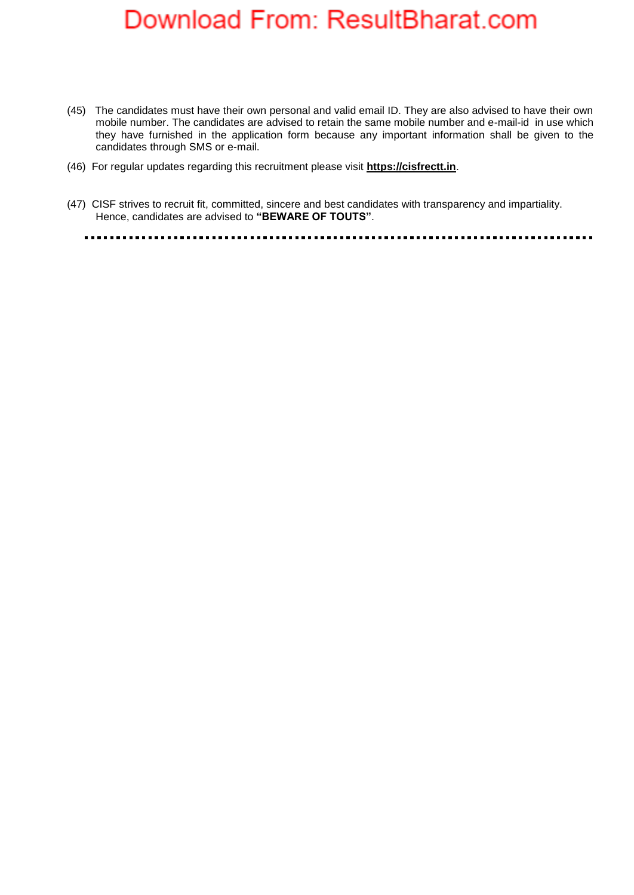(45) The candidates must have their own personal and valid email ID. They are also advised to have their own mobile number. The candidates are advised to retain the same mobile number and e-mail-id in use which they have furnished in the application form because any important information shall be given to the candidates through SMS or e-mail.

(46) For regular updates regarding this recruitment please visit **https://cisfrectt.in**.

(47) CISF strives to recruit fit, committed, sincere and best candidates with transparency and impartiality. Hence, candidates are advised to **"BEWARE OF TOUTS"**.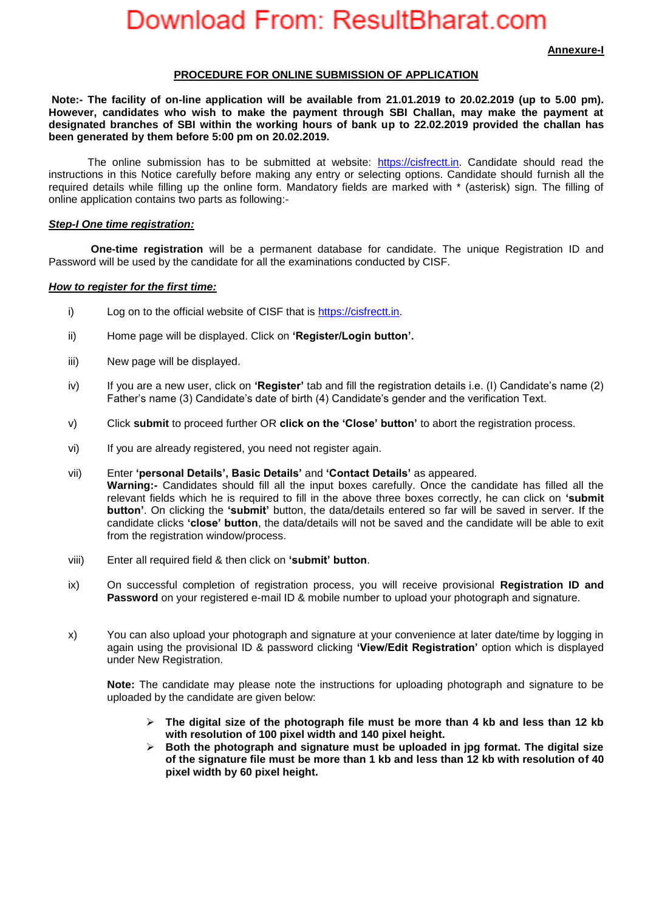**Annexure-I**

## PROCEDURE FOR ONLINE SUBMISSION OF APPLICATION

**Note:- The facility of on-line application will be available from 21.01.2019 to 20.02.2019 (up to 5.00 pm). However, candidates who wish to make the payment through SBI Challan, may make the payment at designated branches of SBI within the working hours of bank up to 22.02.2019 provided the challan has been generated by them before 5:00 pm on 20.02.2019.**

The online submission has to be submitted at website: https://cisfrectt.in. Candidate should read the instructions in this Notice carefully before making any entry or selecting options. Candidate should furnish all the required details while filling up the online form. Mandatory fields are marked with * (asterisk) sign. The filling of online application contains two parts as following:-

***Step-I One time registration:***

**One-time registration** will be a permanent database for candidate. The unique Registration ID and Password will be used by the candidate for all the examinations conducted by CISF.

***How to register for the first time:***

i) Log on to the official website of CISF that is https://cisfrectt.in.

ii) Home page will be displayed. Click on **'Register/Login button'.**

iii) New page will be displayed.

iv) If you are a new user, click on **'Register'** tab and fill the registration details i.e. (I) Candidate's name (2) Father's name (3) Candidate's date of birth (4) Candidate's gender and the verification Text.

v) Click **submit** to proceed further OR **click on the 'Close' button'** to abort the registration process.

vi) If you are already registered, you need not register again.

vii) Enter **'personal Details', Basic Details'** and **'Contact Details'** as appeared.
**Warning:-** Candidates should fill all the input boxes carefully. Once the candidate has filled all the relevant fields which he is required to fill in the above three boxes correctly, he can click on **'submit button'**. On clicking the **'submit'** button, the data/details entered so far will be saved in server. If the candidate clicks **'close' button**, the data/details will not be saved and the candidate will be able to exit from the registration window/process.

viii) Enter all required field & then click on **'submit' button**.

ix) On successful completion of registration process, you will receive provisional **Registration ID and Password** on your registered e-mail ID & mobile number to upload your photograph and signature.

x) You can also upload your photograph and signature at your convenience at later date/time by logging in again using the provisional ID & password clicking **'View/Edit Registration'** option which is displayed under New Registration.

**Note:** The candidate may please note the instructions for uploading photograph and signature to be uploaded by the candidate are given below:

- **The digital size of the photograph file must be more than 4 kb and less than 12 kb with resolution of 100 pixel width and 140 pixel height.**
- **Both the photograph and signature must be uploaded in jpg format. The digital size of the signature file must be more than 1 kb and less than 12 kb with resolution of 40 pixel width by 60 pixel height.**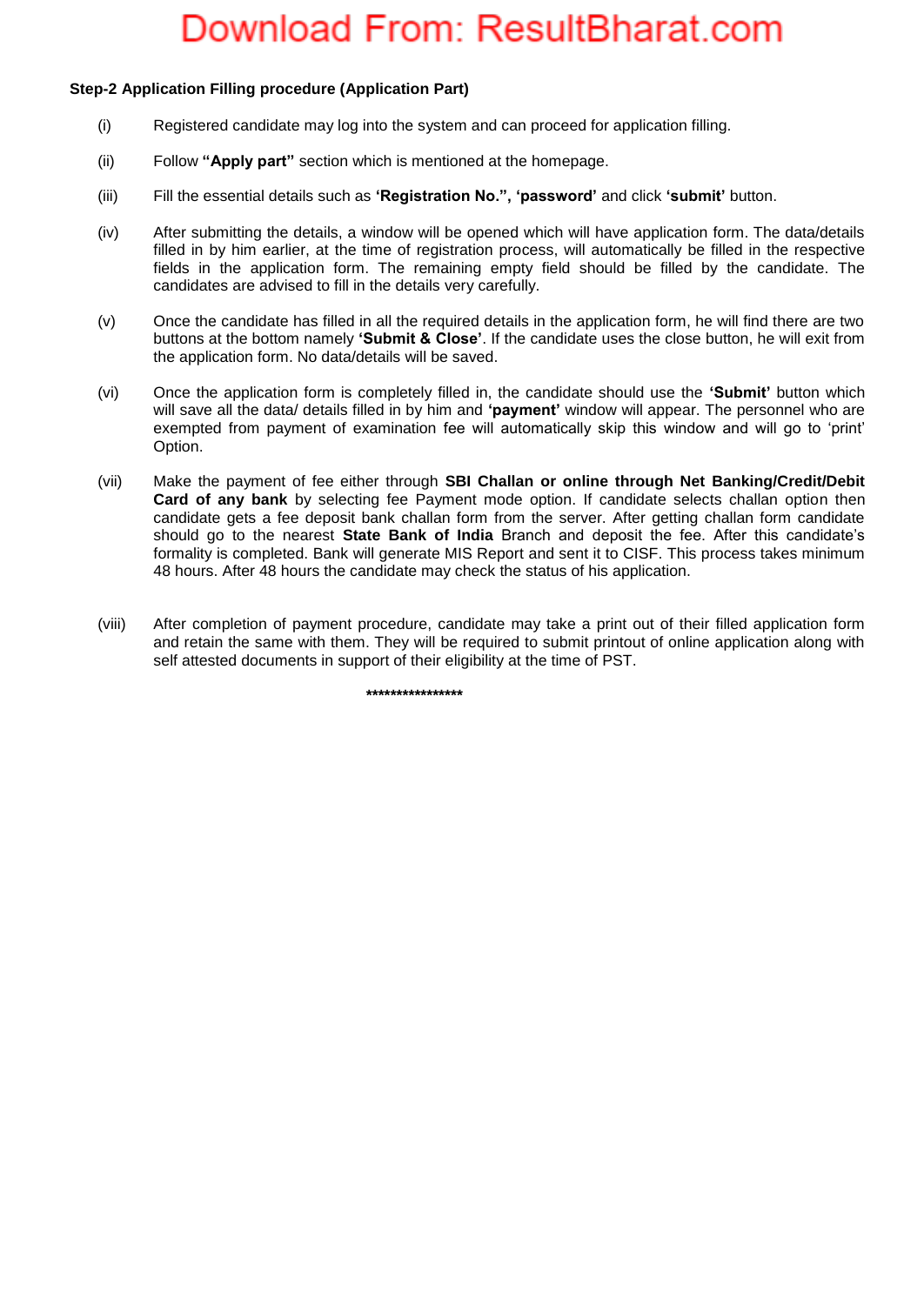**Step-2 Application Filling procedure (Application Part)**

(i) Registered candidate may log into the system and can proceed for application filling.

(ii) Follow **"Apply part"** section which is mentioned at the homepage.

(iii) Fill the essential details such as **'Registration No.", 'password'** and click **'submit'** button.

(iv) After submitting the details, a window will be opened which will have application form. The data/details filled in by him earlier, at the time of registration process, will automatically be filled in the respective fields in the application form. The remaining empty field should be filled by the candidate. The candidates are advised to fill in the details very carefully.

(v) Once the candidate has filled in all the required details in the application form, he will find there are two buttons at the bottom namely **'Submit & Close'**. If the candidate uses the close button, he will exit from the application form. No data/details will be saved.

(vi) Once the application form is completely filled in, the candidate should use the **'Submit'** button which will save all the data/ details filled in by him and **'payment'** window will appear. The personnel who are exempted from payment of examination fee will automatically skip this window and will go to 'print' Option.

(vii) Make the payment of fee either through **SBI Challan or online through Net Banking/Credit/Debit Card of any bank** by selecting fee Payment mode option. If candidate selects challan option then candidate gets a fee deposit bank challan form from the server. After getting challan form candidate should go to the nearest **State Bank of India** Branch and deposit the fee. After this candidate's formality is completed. Bank will generate MIS Report and sent it to CISF. This process takes minimum 48 hours. After 48 hours the candidate may check the status of his application.

(viii) After completion of payment procedure, candidate may take a print out of their filled application form and retain the same with them. They will be required to submit printout of online application along with self attested documents in support of their eligibility at the time of PST.

****************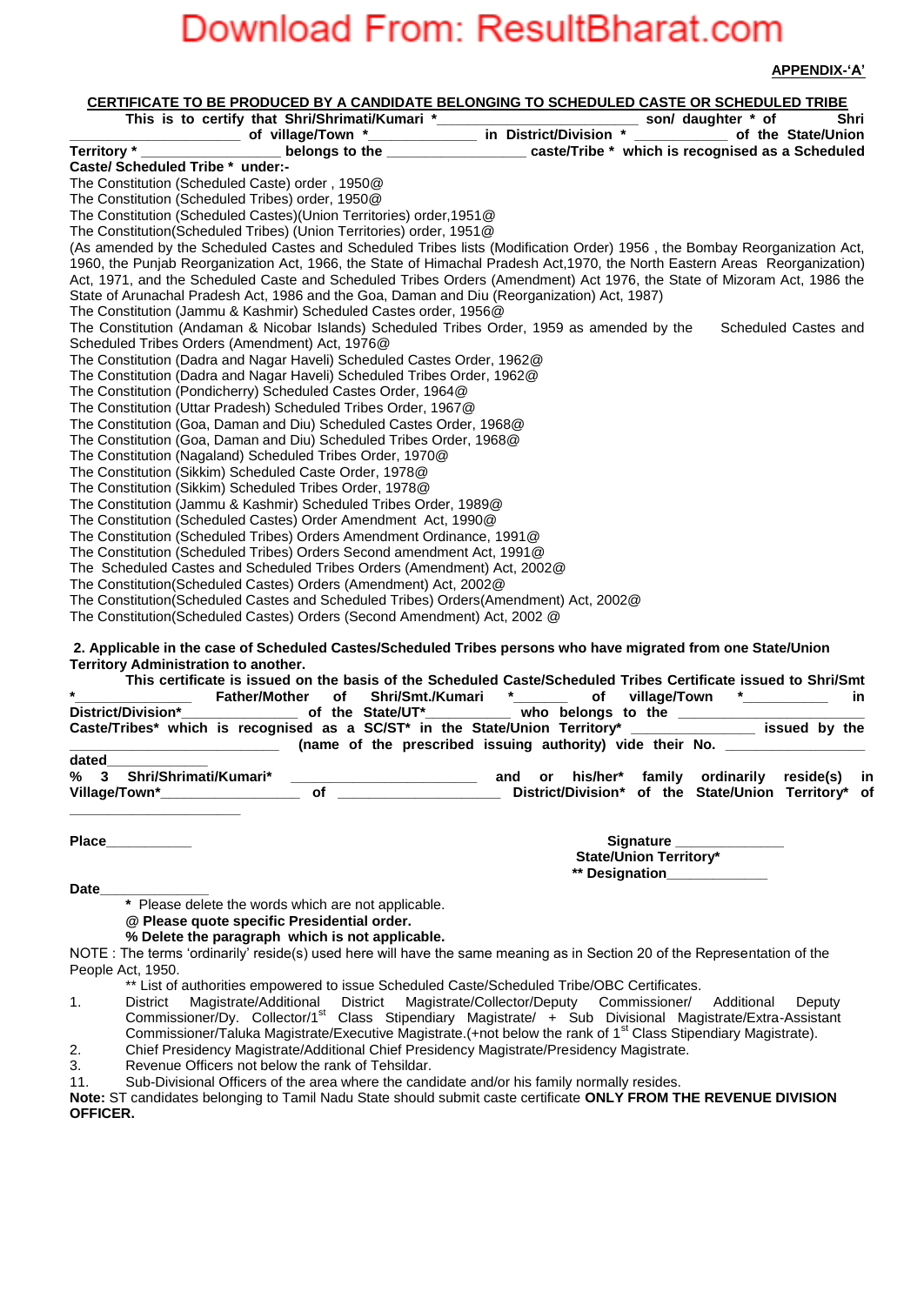**APPENDIX-'A'**

**CERTIFICATE TO BE PRODUCED BY A CANDIDATE BELONGING TO SCHEDULED CASTE OR SCHEDULED TRIBE**

**This is to certify that Shri/Shrimati/Kumari *________________________ son/ daughter * of Shri ____________________ of village/Town *_____________ in District/Division * ____________ of the State/Union Territory * _________________ belongs to the _________________ caste/Tribe * which is recognised as a Scheduled Caste/ Scheduled Tribe * under:-**

The Constitution (Scheduled Caste) order , 1950@
The Constitution (Scheduled Tribes) order, 1950@
The Constitution (Scheduled Castes)(Union Territories) order,1951@
The Constitution(Scheduled Tribes) (Union Territories) order, 1951@
(As amended by the Scheduled Castes and Scheduled Tribes lists (Modification Order) 1956 , the Bombay Reorganization Act, 1960, the Punjab Reorganization Act, 1966, the State of Himachal Pradesh Act,1970, the North Eastern Areas Reorganization) Act, 1971, and the Scheduled Caste and Scheduled Tribes Orders (Amendment) Act 1976, the State of Mizoram Act, 1986 the State of Arunachal Pradesh Act, 1986 and the Goa, Daman and Diu) (Reorganization) Act, 1987)
The Constitution (Jammu & Kashmir) Scheduled Castes order, 1956@
The Constitution (Andaman & Nicobar Islands) Scheduled Tribes Order, 1959 as amended by the Scheduled Castes and Scheduled Tribes Orders (Amendment) Act, 1976@
The Constitution (Dadra and Nagar Haveli) Scheduled Castes Order, 1962@
The Constitution (Dadra and Nagar Haveli) Scheduled Tribes Order, 1962@
The Constitution (Pondicherry) Scheduled Castes Order, 1964@
The Constitution (Uttar Pradesh) Scheduled Tribes Order, 1967@
The Constitution (Goa, Daman and Diu) Scheduled Castes Order, 1968@
The Constitution (Goa, Daman and Diu) Scheduled Tribes Order, 1968@
The Constitution (Nagaland) Scheduled Tribes Order, 1970@
The Constitution (Sikkim) Scheduled Caste Order, 1978@
The Constitution (Sikkim) Scheduled Tribes Order, 1978@
The Constitution (Jammu & Kashmir) Scheduled Tribes Order, 1989@
The Constitution (Scheduled Castes) Order Amendment Act, 1990@
The Constitution (Scheduled Tribes) Orders Amendment Ordinance, 1991@
The Constitution (Scheduled Tribes) Orders Second amendment Act, 1991@
The Scheduled Castes and Scheduled Tribes Orders (Amendment) Act, 2002@
The Constitution(Scheduled Castes) Orders (Amendment) Act, 2002@
The Constitution(Scheduled Castes and Scheduled Tribes) Orders(Amendment) Act, 2002@
The Constitution(Scheduled Castes) Orders (Second Amendment) Act, 2002 @

**2. Applicable in the case of Scheduled Castes/Scheduled Tribes persons who have migrated from one State/Union Territory Administration to another.**

**This certificate is issued on the basis of the Scheduled Caste/Scheduled Tribes Certificate issued to Shri/Smt *______________ Father/Mother of Shri/Smt./Kumari *______ of village/Town *___________ in District/Division*______________ of the State/UT*__________ who belongs to the ______________________ Caste/Tribes* which is recognised as a SC/ST* in the State/Union Territory* _______________ issued by the ________________________ (name of the prescribed issuing authority) vide their No. ________________ dated_____________**

**% 3 Shri/Shrimati/Kumari* ________________________ and or his/her* family ordinarily reside(s) in Village/Town*_________________ of ____________________ District/Division* of the State/Union Territory* of ______________________**

**Place__________**

**Signature ______________**
**State/Union Territory***
**\*\* Designation_____________**

**Date______________**

\* Please delete the words which are not applicable.
**@ Please quote specific Presidential order.**
**% Delete the paragraph which is not applicable.**

NOTE : The terms 'ordinarily' reside(s) used here will have the same meaning as in Section 20 of the Representation of the People Act, 1950.

\*\* List of authorities empowered to issue Scheduled Caste/Scheduled Tribe/OBC Certificates.

1. District Magistrate/Additional District Magistrate/Collector/Deputy Commissioner/ Additional Deputy Commissioner/Dy. Collector/1st Class Stipendiary Magistrate/ + Sub Divisional Magistrate/Extra-Assistant Commissioner/Taluka Magistrate/Executive Magistrate.(+not below the rank of 1st Class Stipendiary Magistrate).
2. Chief Presidency Magistrate/Additional Chief Presidency Magistrate/Presidency Magistrate.
3. Revenue Officers not below the rank of Tehsildar.
11. Sub-Divisional Officers of the area where the candidate and/or his family normally resides.

**Note:** ST candidates belonging to Tamil Nadu State should submit caste certificate **ONLY FROM THE REVENUE DIVISION OFFICER.**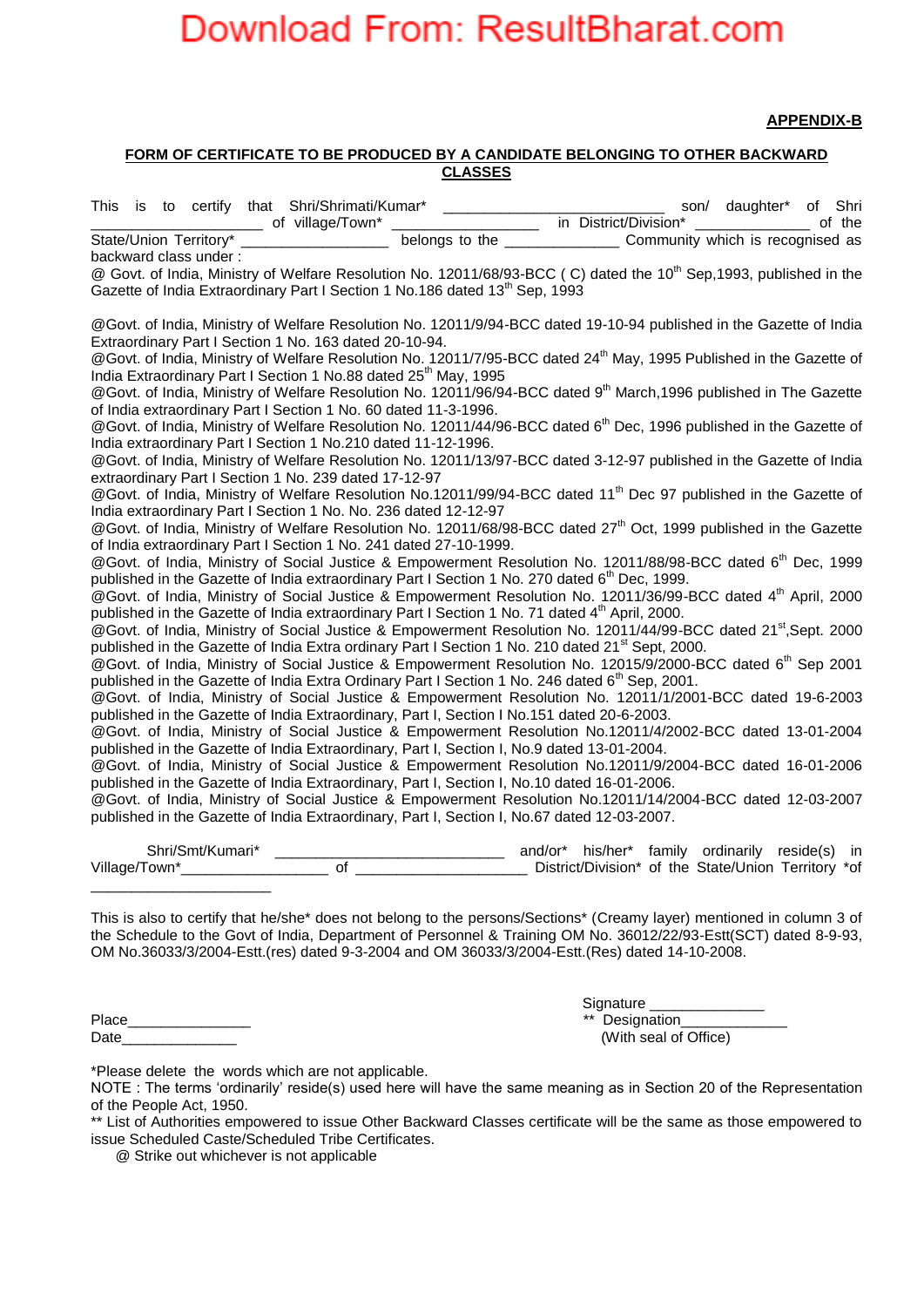**APPENDIX-B**

**FORM OF CERTIFICATE TO BE PRODUCED BY A CANDIDATE BELONGING TO OTHER BACKWARD CLASSES**

This is to certify that Shri/Shrimati/Kumar* ___________________________ son/ daughter* of Shri _____________________ of village/Town* __________________ in District/Division* ______________ of the State/Union Territory* __________________ belongs to the ______________ Community which is recognised as backward class under :

@ Govt. of India, Ministry of Welfare Resolution No. 12011/68/93-BCC ( C) dated the 10th Sep,1993, published in the Gazette of India Extraordinary Part I Section 1 No.186 dated 13th Sep, 1993

@Govt. of India, Ministry of Welfare Resolution No. 12011/9/94-BCC dated 19-10-94 published in the Gazette of India Extraordinary Part I Section 1 No. 163 dated 20-10-94.

@Govt. of India, Ministry of Welfare Resolution No. 12011/7/95-BCC dated 24th May, 1995 Published in the Gazette of India Extraordinary Part I Section 1 No.88 dated 25th May, 1995

@Govt. of India, Ministry of Welfare Resolution No. 12011/96/94-BCC dated 9th March,1996 published in The Gazette of India extraordinary Part I Section 1 No. 60 dated 11-3-1996.

@Govt. of India, Ministry of Welfare Resolution No. 12011/44/96-BCC dated 6th Dec, 1996 published in the Gazette of India extraordinary Part I Section 1 No.210 dated 11-12-1996.

@Govt. of India, Ministry of Welfare Resolution No. 12011/13/97-BCC dated 3-12-97 published in the Gazette of India extraordinary Part I Section 1 No. 239 dated 17-12-97

@Govt. of India, Ministry of Welfare Resolution No.12011/99/94-BCC dated 11th Dec 97 published in the Gazette of India extraordinary Part I Section 1 No. No. 236 dated 12-12-97

@Govt. of India, Ministry of Welfare Resolution No. 12011/68/98-BCC dated 27th Oct, 1999 published in the Gazette of India extraordinary Part I Section 1 No. 241 dated 27-10-1999.

@Govt. of India, Ministry of Social Justice & Empowerment Resolution No. 12011/88/98-BCC dated 6th Dec, 1999 published in the Gazette of India extraordinary Part I Section 1 No. 270 dated 6th Dec, 1999.

@Govt. of India, Ministry of Social Justice & Empowerment Resolution No. 12011/36/99-BCC dated 4th April, 2000 published in the Gazette of India extraordinary Part I Section 1 No. 71 dated 4th April, 2000.

@Govt. of India, Ministry of Social Justice & Empowerment Resolution No. 12011/44/99-BCC dated 21st,Sept. 2000 published in the Gazette of India Extra ordinary Part I Section 1 No. 210 dated 21st Sept, 2000.

@Govt. of India, Ministry of Social Justice & Empowerment Resolution No. 12015/9/2000-BCC dated 6th Sep 2001 published in the Gazette of India Extra Ordinary Part I Section 1 No. 246 dated 6th Sep, 2001.

@Govt. of India, Ministry of Social Justice & Empowerment Resolution No. 12011/1/2001-BCC dated 19-6-2003 published in the Gazette of India Extraordinary, Part I, Section I No.151 dated 20-6-2003.

@Govt. of India, Ministry of Social Justice & Empowerment Resolution No.12011/4/2002-BCC dated 13-01-2004 published in the Gazette of India Extraordinary, Part I, Section I, No.9 dated 13-01-2004.

@Govt. of India, Ministry of Social Justice & Empowerment Resolution No.12011/9/2004-BCC dated 16-01-2006 published in the Gazette of India Extraordinary, Part I, Section I, No.10 dated 16-01-2006.

@Govt. of India, Ministry of Social Justice & Empowerment Resolution No.12011/14/2004-BCC dated 12-03-2007 published in the Gazette of India Extraordinary, Part I, Section I, No.67 dated 12-03-2007.

Shri/Smt/Kumari* ___________________________ and/or* his/her* family ordinarily reside(s) in Village/Town*_________________ of ____________________ District/Division* of the State/Union Territory *of _____________________

This is also to certify that he/she* does not belong to the persons/Sections* (Creamy layer) mentioned in column 3 of the Schedule to the Govt of India, Department of Personnel & Training OM No. 36012/22/93-Estt(SCT) dated 8-9-93, OM No.36033/3/2004-Estt.(res) dated 9-3-2004 and OM 36033/3/2004-Estt.(Res) dated 14-10-2008.

Place______________
Date______________

Signature ______________
** Designation____________
(With seal of Office)

*Please delete the words which are not applicable.

NOTE : The terms 'ordinarily' reside(s) used here will have the same meaning as in Section 20 of the Representation of the People Act, 1950.

** List of Authorities empowered to issue Other Backward Classes certificate will be the same as those empowered to issue Scheduled Caste/Scheduled Tribe Certificates.

@ Strike out whichever is not applicable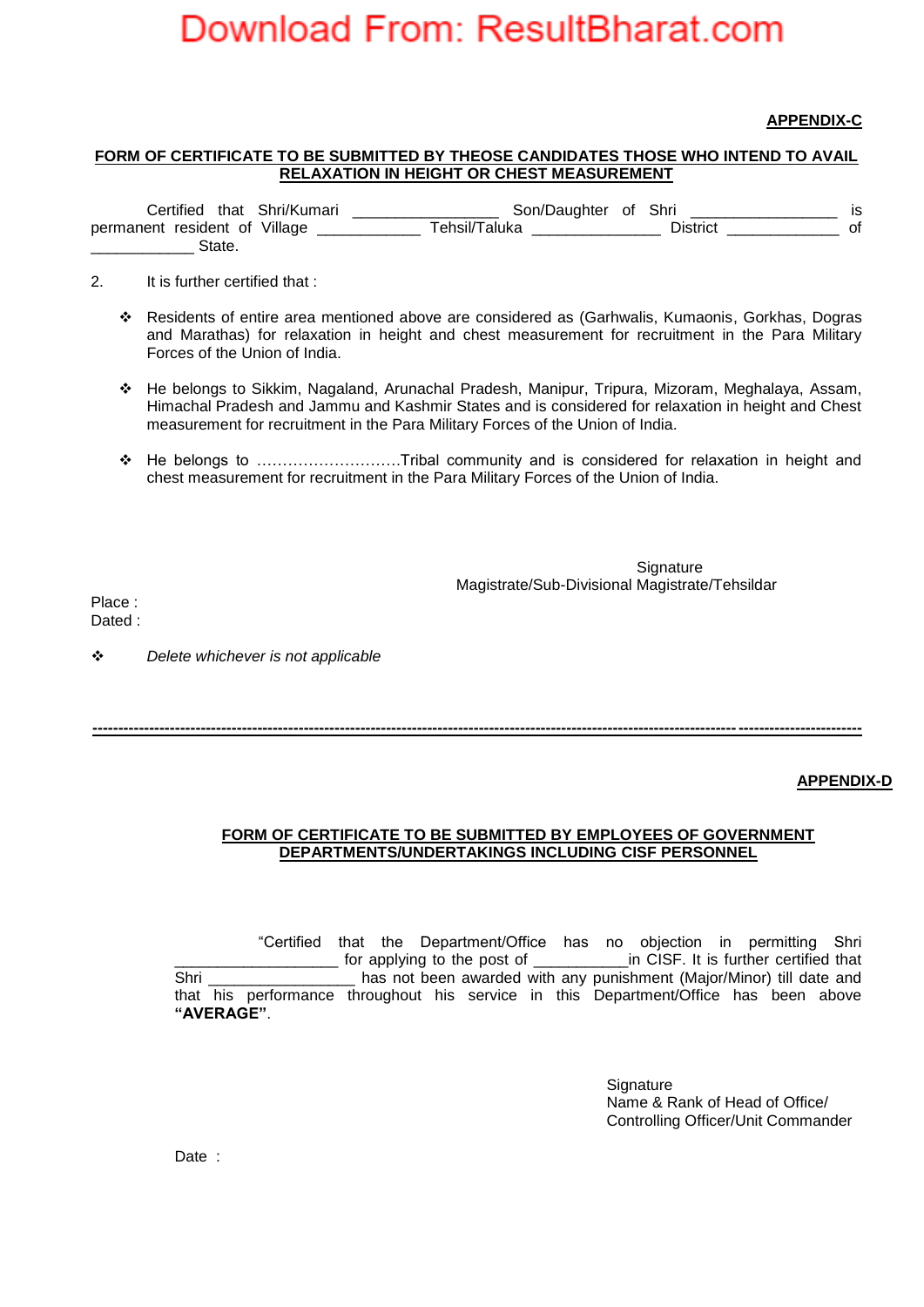**APPENDIX-C**

**FORM OF CERTIFICATE TO BE SUBMITTED BY THEOSE CANDIDATES THOSE WHO INTEND TO AVAIL RELAXATION IN HEIGHT OR CHEST MEASUREMENT**

Certified that Shri/Kumari ________________ Son/Daughter of Shri ________________ is permanent resident of Village ___________ Tehsil/Taluka ______________ District ____________ of ___________ State.

2. It is further certified that :

- ❖ Residents of entire area mentioned above are considered as (Garhwalis, Kumaonis, Gorkhas, Dogras and Marathas) for relaxation in height and chest measurement for recruitment in the Para Military Forces of the Union of India.
- ❖ He belongs to Sikkim, Nagaland, Arunachal Pradesh, Manipur, Tripura, Mizoram, Meghalaya, Assam, Himachal Pradesh and Jammu and Kashmir States and is considered for relaxation in height and Chest measurement for recruitment in the Para Military Forces of the Union of India.
- ❖ He belongs to ……………………….Tribal community and is considered for relaxation in height and chest measurement for recruitment in the Para Military Forces of the Union of India.

Signature
Magistrate/Sub-Divisional Magistrate/Tehsildar

Place :
Dated :

❖ *Delete whichever is not applicable*

---

**APPENDIX-D**

**FORM OF CERTIFICATE TO BE SUBMITTED BY EMPLOYEES OF GOVERNMENT DEPARTMENTS/UNDERTAKINGS INCLUDING CISF PERSONNEL**

"Certified that the Department/Office has no objection in permitting Shri __________________ for applying to the post of __________in CISF. It is further certified that Shri ________________ has not been awarded with any punishment (Major/Minor) till date and that his performance throughout his service in this Department/Office has been above **"AVERAGE"**.

Signature
Name & Rank of Head of Office/
Controlling Officer/Unit Commander

Date :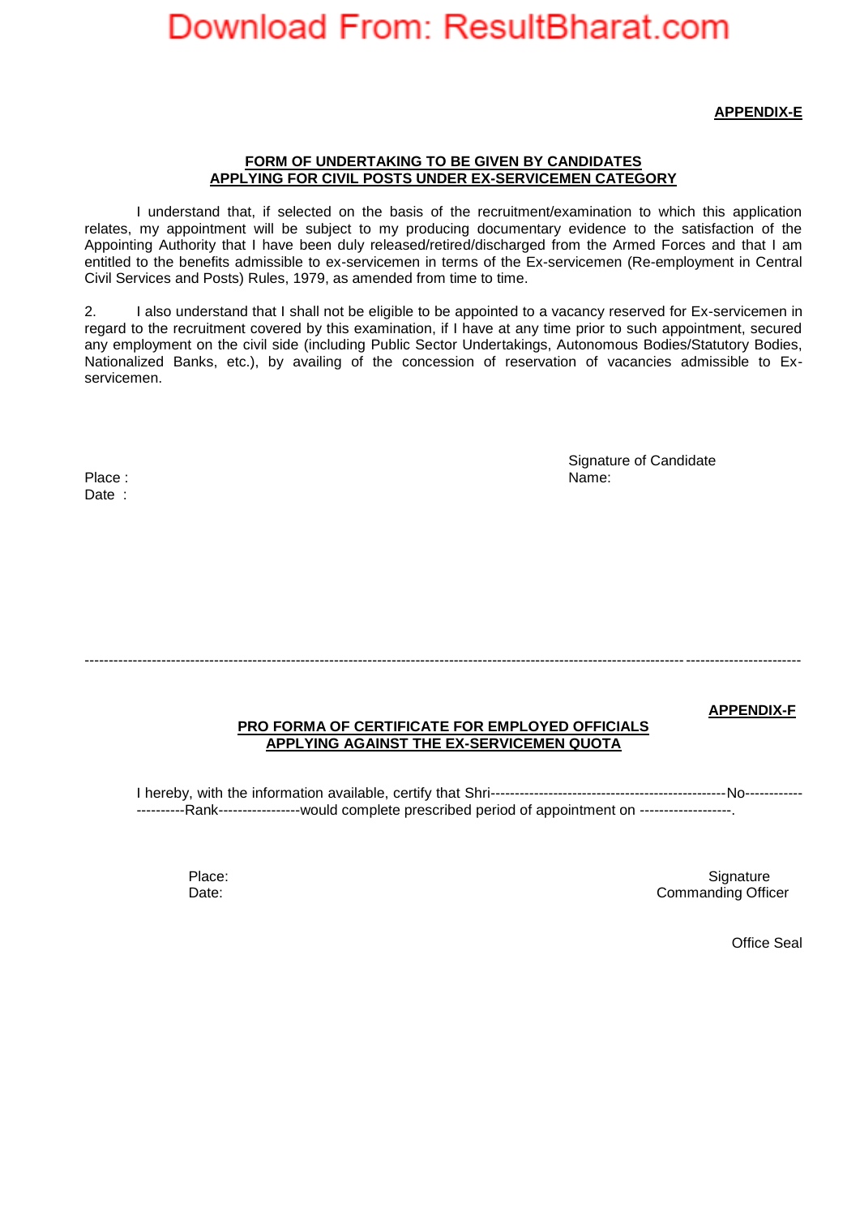**APPENDIX-E**

**FORM OF UNDERTAKING TO BE GIVEN BY CANDIDATES APPLYING FOR CIVIL POSTS UNDER EX-SERVICEMEN CATEGORY**

I understand that, if selected on the basis of the recruitment/examination to which this application relates, my appointment will be subject to my producing documentary evidence to the satisfaction of the Appointing Authority that I have been duly released/retired/discharged from the Armed Forces and that I am entitled to the benefits admissible to ex-servicemen in terms of the Ex-servicemen (Re-employment in Central Civil Services and Posts) Rules, 1979, as amended from time to time.

2. I also understand that I shall not be eligible to be appointed to a vacancy reserved for Ex-servicemen in regard to the recruitment covered by this examination, if I have at any time prior to such appointment, secured any employment on the civil side (including Public Sector Undertakings, Autonomous Bodies/Statutory Bodies, Nationalized Banks, etc.), by availing of the concession of reservation of vacancies admissible to Ex-servicemen.

Signature of Candidate

Place :
Name:

Date :

---

**APPENDIX-F**

**PRO FORMA OF CERTIFICATE FOR EMPLOYED OFFICIALS APPLYING AGAINST THE EX-SERVICEMEN QUOTA**

I hereby, with the information available, certify that Shri-------------------------------------------------No----------------------Rank-----------------would complete prescribed period of appointment on -------------------.

Place:
Date:

Signature
Commanding Officer

Office Seal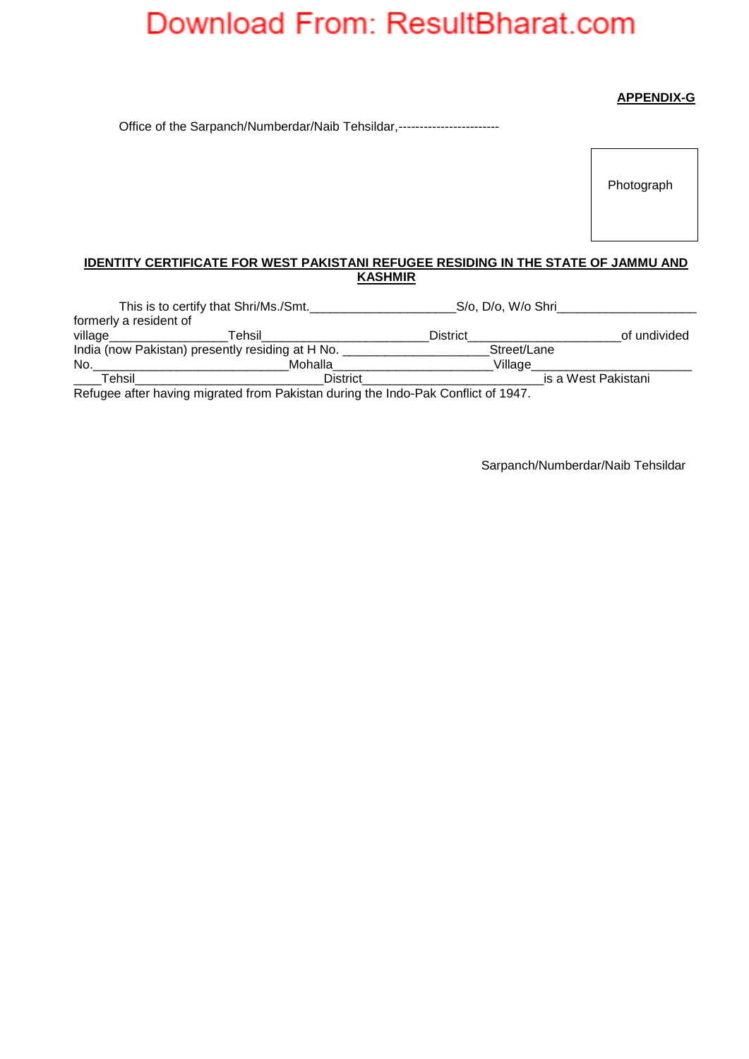**APPENDIX-G**

Office of the Sarpanch/Numberdar/Naib Tehsildar,------------------------

Photograph

**IDENTITY CERTIFICATE FOR WEST PAKISTANI REFUGEE RESIDING IN THE STATE OF JAMMU AND KASHMIR**

This is to certify that Shri/Ms./Smt.____________________S/o, D/o, W/o Shri____________________ formerly a resident of village________________Tehsil______________________District_____________________of undivided India (now Pakistan) presently residing at H No. ____________________Street/Lane No.__________________________Mohalla_____________________Village______________________ ____Tehsil_________________________District________________________is a West Pakistani Refugee after having migrated from Pakistan during the Indo-Pak Conflict of 1947.

Sarpanch/Numberdar/Naib Tehsildar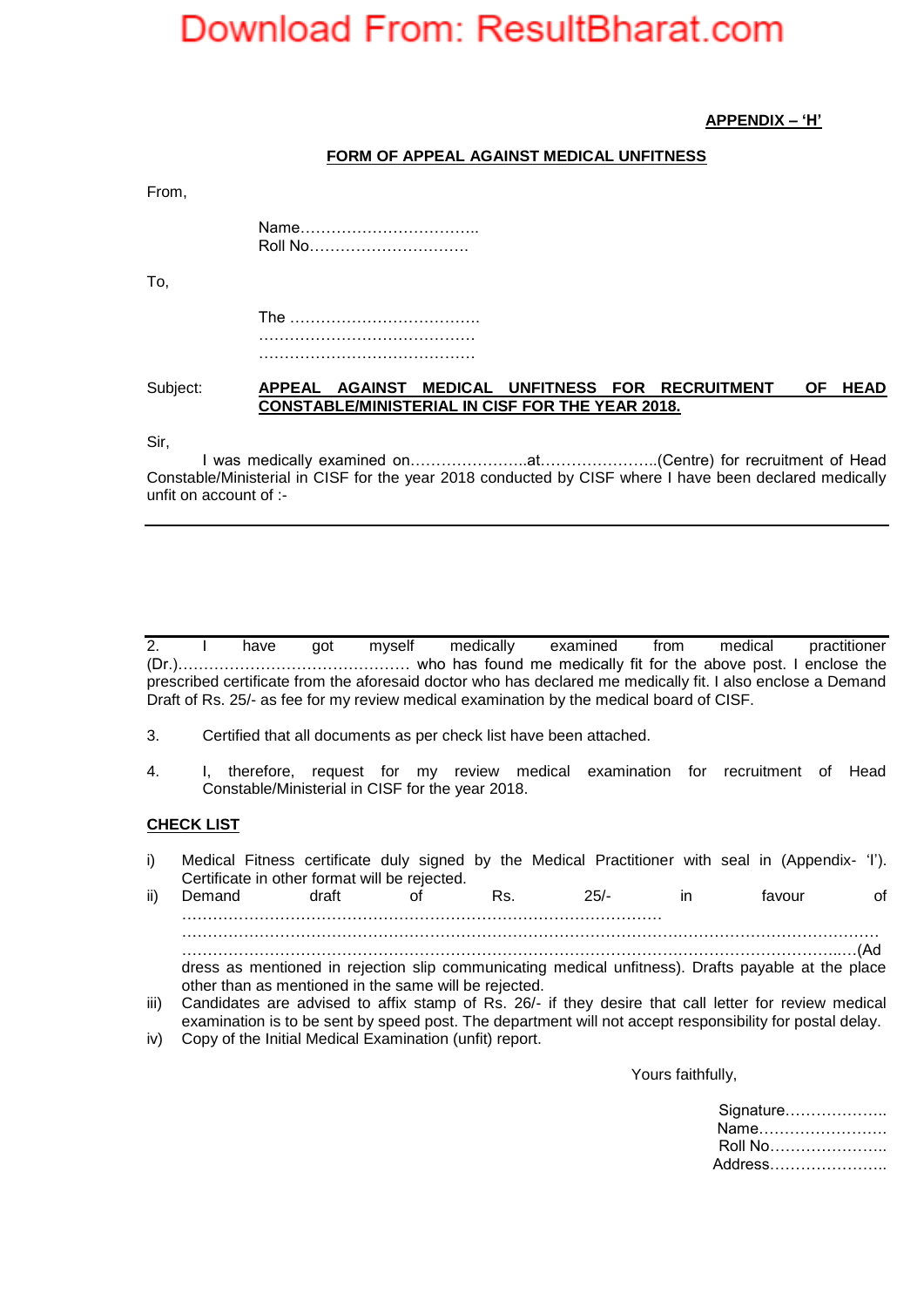**APPENDIX – 'H'**

**FORM OF APPEAL AGAINST MEDICAL UNFITNESS**

From,

Name……………………………..
Roll No………………………….

To,

The ……………………………….
……………………………………
……………………………………

Subject: **APPEAL AGAINST MEDICAL UNFITNESS FOR RECRUITMENT OF HEAD CONSTABLE/MINISTERIAL IN CISF FOR THE YEAR 2018.**

Sir,

I was medically examined on…………………..at…………………..(Centre) for recruitment of Head Constable/Ministerial in CISF for the year 2018 conducted by CISF where I have been declared medically unfit on account of :-

---

---

2. I have got myself medically examined from medical practitioner (Dr.)……………………………………… who has found me medically fit for the above post. I enclose the prescribed certificate from the aforesaid doctor who has declared me medically fit. I also enclose a Demand Draft of Rs. 25/- as fee for my review medical examination by the medical board of CISF.

3. Certified that all documents as per check list have been attached.

4. I, therefore, request for my review medical examination for recruitment of Head Constable/Ministerial in CISF for the year 2018.

**CHECK LIST**

i) Medical Fitness certificate duly signed by the Medical Practitioner with seal in (Appendix- 'I'). Certificate in other format will be rejected.

ii) Demand draft of Rs. 25/- in favour of ……………………………………………………………………………… ……………………………………………………………………………………………………………… ……………………………………………………………………………………………………………..…(Address as mentioned in rejection slip communicating medical unfitness). Drafts payable at the place other than as mentioned in the same will be rejected.

iii) Candidates are advised to affix stamp of Rs. 26/- if they desire that call letter for review medical examination is to be sent by speed post. The department will not accept responsibility for postal delay.

iv) Copy of the Initial Medical Examination (unfit) report.

Yours faithfully,

Signature………………..
Name…………………….
Roll No…………………..
Address…………………..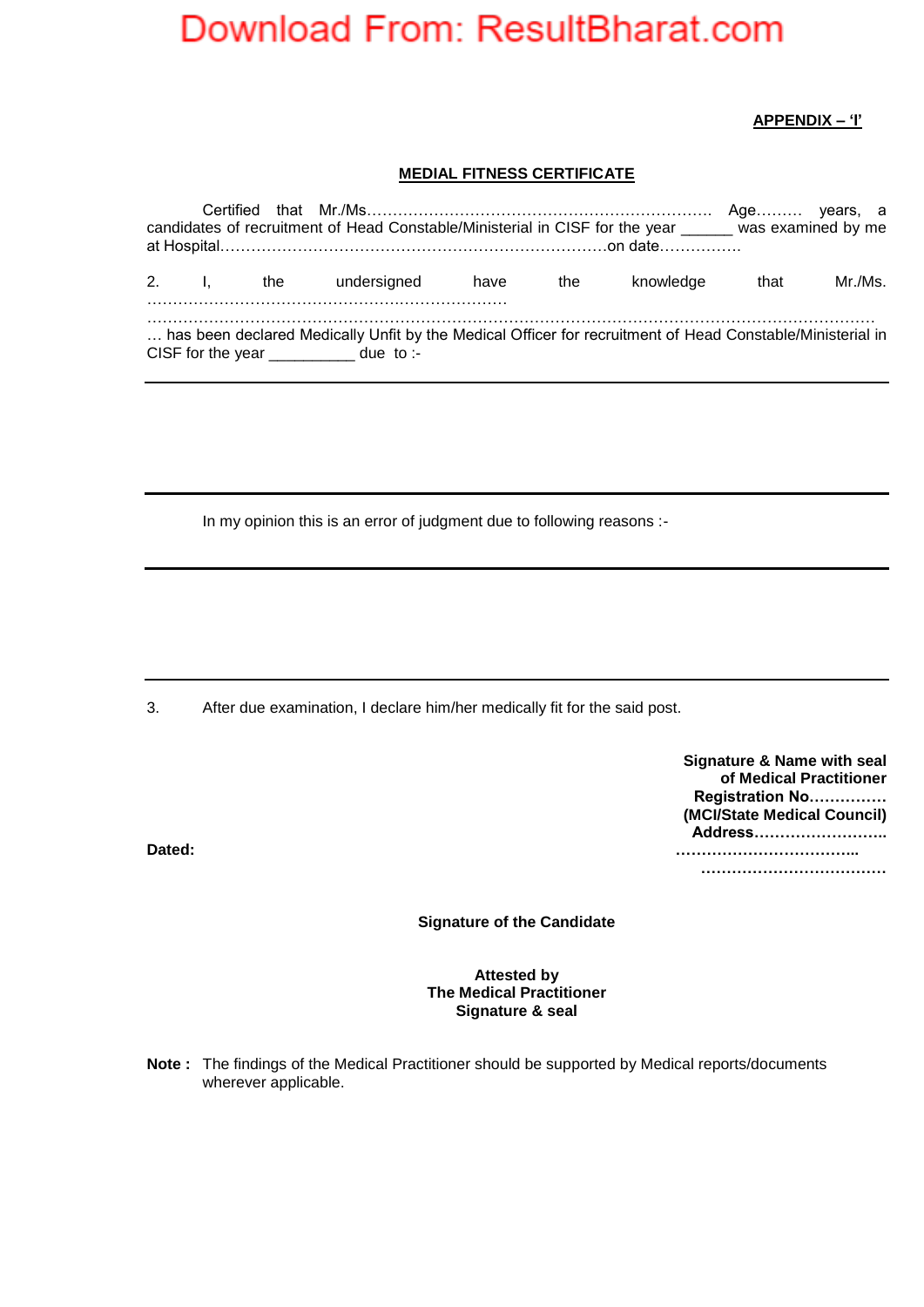**APPENDIX – 'I'**

**MEDIAL FITNESS CERTIFICATE**

Certified that Mr./Ms………………………………………………………… Age……… years, a candidates of recruitment of Head Constable/Ministerial in CISF for the year ______ was examined by me at Hospital………………………………………………………………on date…………….

2. I, the undersigned have the knowledge that Mr./Ms. ……………………………………………………………… ……………………………………………………………………………………………………………………… … has been declared Medically Unfit by the Medical Officer for recruitment of Head Constable/Ministerial in CISF for the year __________ due to :-

---

---

In my opinion this is an error of judgment due to following reasons :-

---

---

3. After due examination, I declare him/her medically fit for the said post.

**Signature & Name with seal**
**of Medical Practitioner**
**Registration No……………**
**(MCI/State Medical Council)**
**Address……………………..**
**……………………………..**
**………………………………**

**Dated:**

**Signature of the Candidate**

**Attested by**
**The Medical Practitioner**
**Signature & seal**

**Note :** The findings of the Medical Practitioner should be supported by Medical reports/documents wherever applicable.